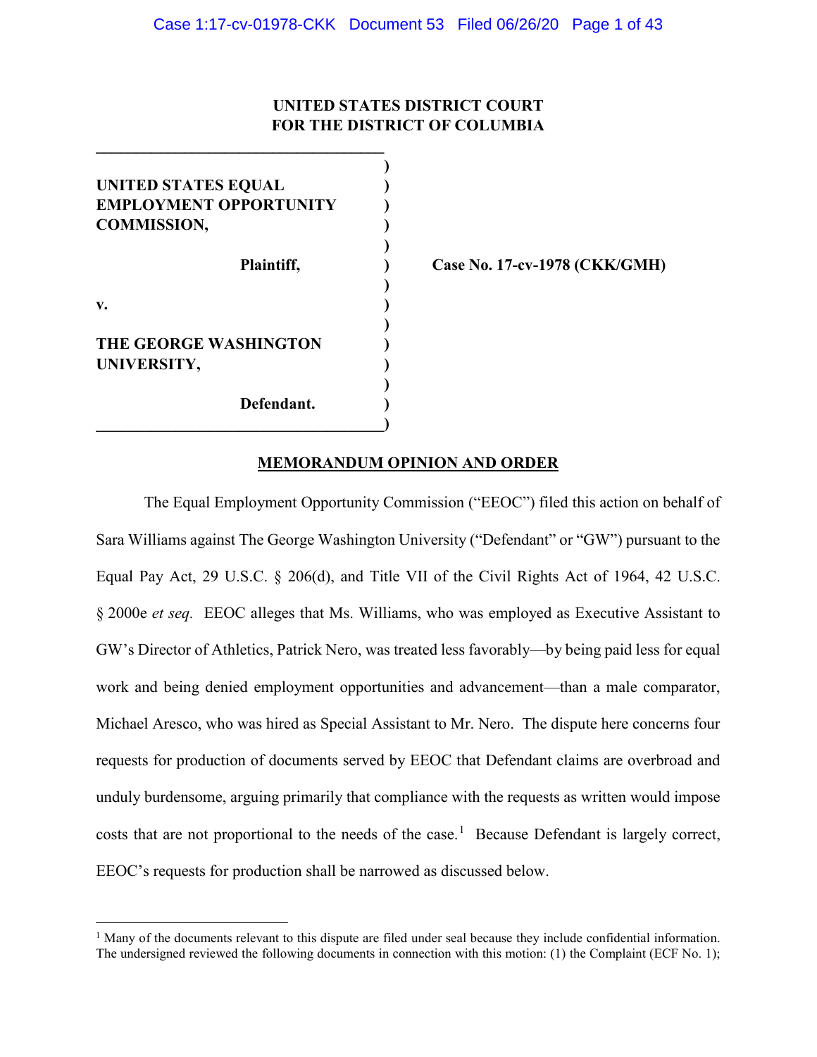UNITED STATES DISTRICT COURT
FOR THE DISTRICT OF COLUMBIA

**UNITED STATES EQUAL EMPLOYMENT OPPORTUNITY COMMISSION,**

**Plaintiff,**

**v.**

**THE GEORGE WASHINGTON UNIVERSITY,**

**Defendant.**

**Case No. 17-cv-1978 (CKK/GMH)**

## MEMORANDUM OPINION AND ORDER

The Equal Employment Opportunity Commission ("EEOC") filed this action on behalf of Sara Williams against The George Washington University ("Defendant" or "GW") pursuant to the Equal Pay Act, 29 U.S.C. § 206(d), and Title VII of the Civil Rights Act of 1964, 42 U.S.C. § 2000e *et seq.* EEOC alleges that Ms. Williams, who was employed as Executive Assistant to GW's Director of Athletics, Patrick Nero, was treated less favorably—by being paid less for equal work and being denied employment opportunities and advancement—than a male comparator, Michael Aresco, who was hired as Special Assistant to Mr. Nero. The dispute here concerns four requests for production of documents served by EEOC that Defendant claims are overbroad and unduly burdensome, arguing primarily that compliance with the requests as written would impose costs that are not proportional to the needs of the case.[1] Because Defendant is largely correct, EEOC's requests for production shall be narrowed as discussed below.

[1] Many of the documents relevant to this dispute are filed under seal because they include confidential information. The undersigned reviewed the following documents in connection with this motion: (1) the Complaint (ECF No. 1);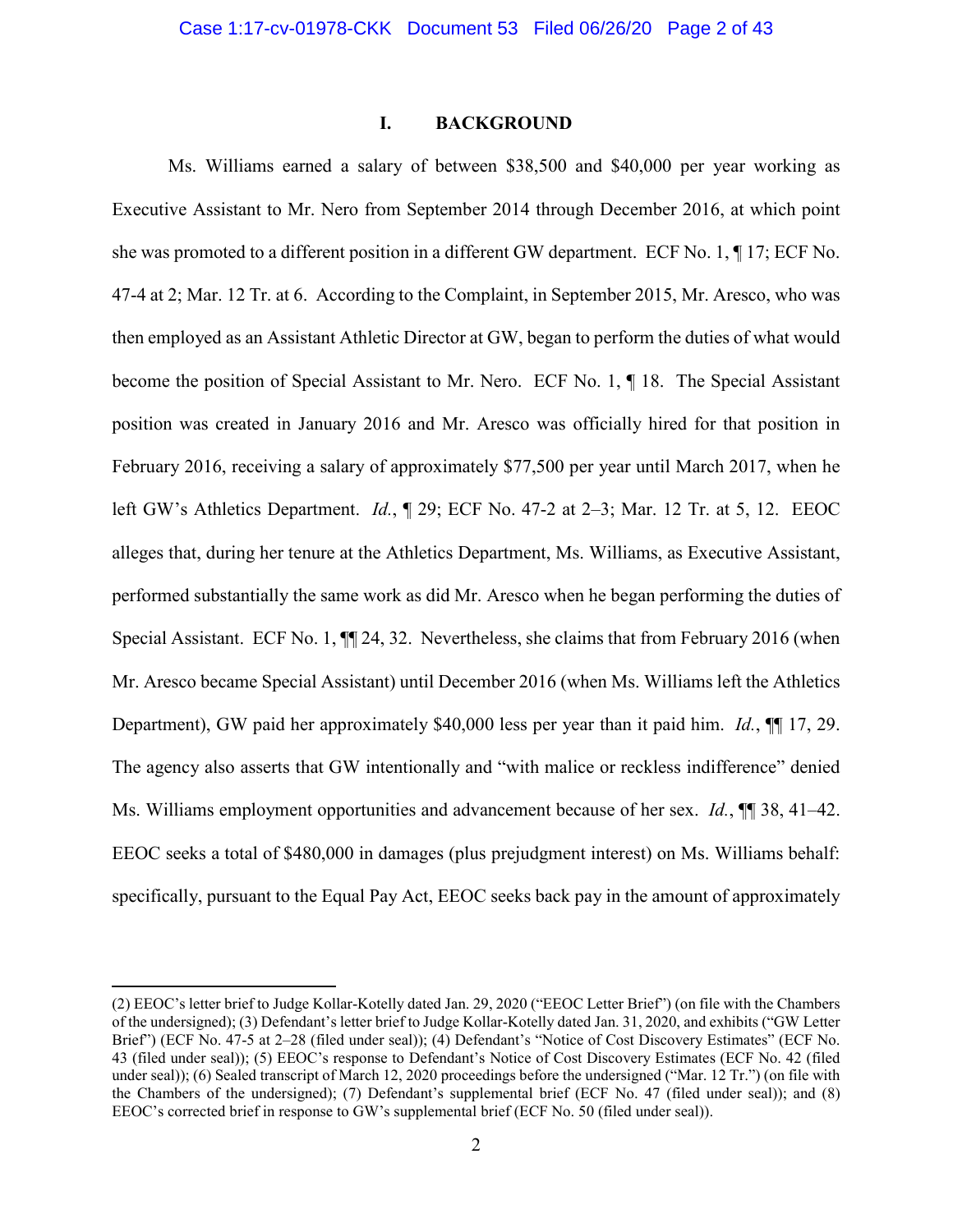## I. BACKGROUND

Ms. Williams earned a salary of between $38,500 and $40,000 per year working as Executive Assistant to Mr. Nero from September 2014 through December 2016, at which point she was promoted to a different position in a different GW department. ECF No. 1, ¶ 17; ECF No. 47-4 at 2; Mar. 12 Tr. at 6. According to the Complaint, in September 2015, Mr. Aresco, who was then employed as an Assistant Athletic Director at GW, began to perform the duties of what would become the position of Special Assistant to Mr. Nero. ECF No. 1, ¶ 18. The Special Assistant position was created in January 2016 and Mr. Aresco was officially hired for that position in February 2016, receiving a salary of approximately $77,500 per year until March 2017, when he left GW's Athletics Department. *Id.*, ¶ 29; ECF No. 47-2 at 2–3; Mar. 12 Tr. at 5, 12. EEOC alleges that, during her tenure at the Athletics Department, Ms. Williams, as Executive Assistant, performed substantially the same work as did Mr. Aresco when he began performing the duties of Special Assistant. ECF No. 1, ¶¶ 24, 32. Nevertheless, she claims that from February 2016 (when Mr. Aresco became Special Assistant) until December 2016 (when Ms. Williams left the Athletics Department), GW paid her approximately $40,000 less per year than it paid him. *Id.*, ¶¶ 17, 29. The agency also asserts that GW intentionally and "with malice or reckless indifference" denied Ms. Williams employment opportunities and advancement because of her sex. *Id.*, ¶¶ 38, 41–42. EEOC seeks a total of $480,000 in damages (plus prejudgment interest) on Ms. Williams behalf: specifically, pursuant to the Equal Pay Act, EEOC seeks back pay in the amount of approximately

---

(2) EEOC's letter brief to Judge Kollar-Kotelly dated Jan. 29, 2020 ("EEOC Letter Brief") (on file with the Chambers of the undersigned); (3) Defendant's letter brief to Judge Kollar-Kotelly dated Jan. 31, 2020, and exhibits ("GW Letter Brief") (ECF No. 47-5 at 2–28 (filed under seal)); (4) Defendant's "Notice of Cost Discovery Estimates" (ECF No. 43 (filed under seal)); (5) EEOC's response to Defendant's Notice of Cost Discovery Estimates (ECF No. 42 (filed under seal)); (6) Sealed transcript of March 12, 2020 proceedings before the undersigned ("Mar. 12 Tr.") (on file with the Chambers of the undersigned); (7) Defendant's supplemental brief (ECF No. 47 (filed under seal)); and (8) EEOC's corrected brief in response to GW's supplemental brief (ECF No. 50 (filed under seal)).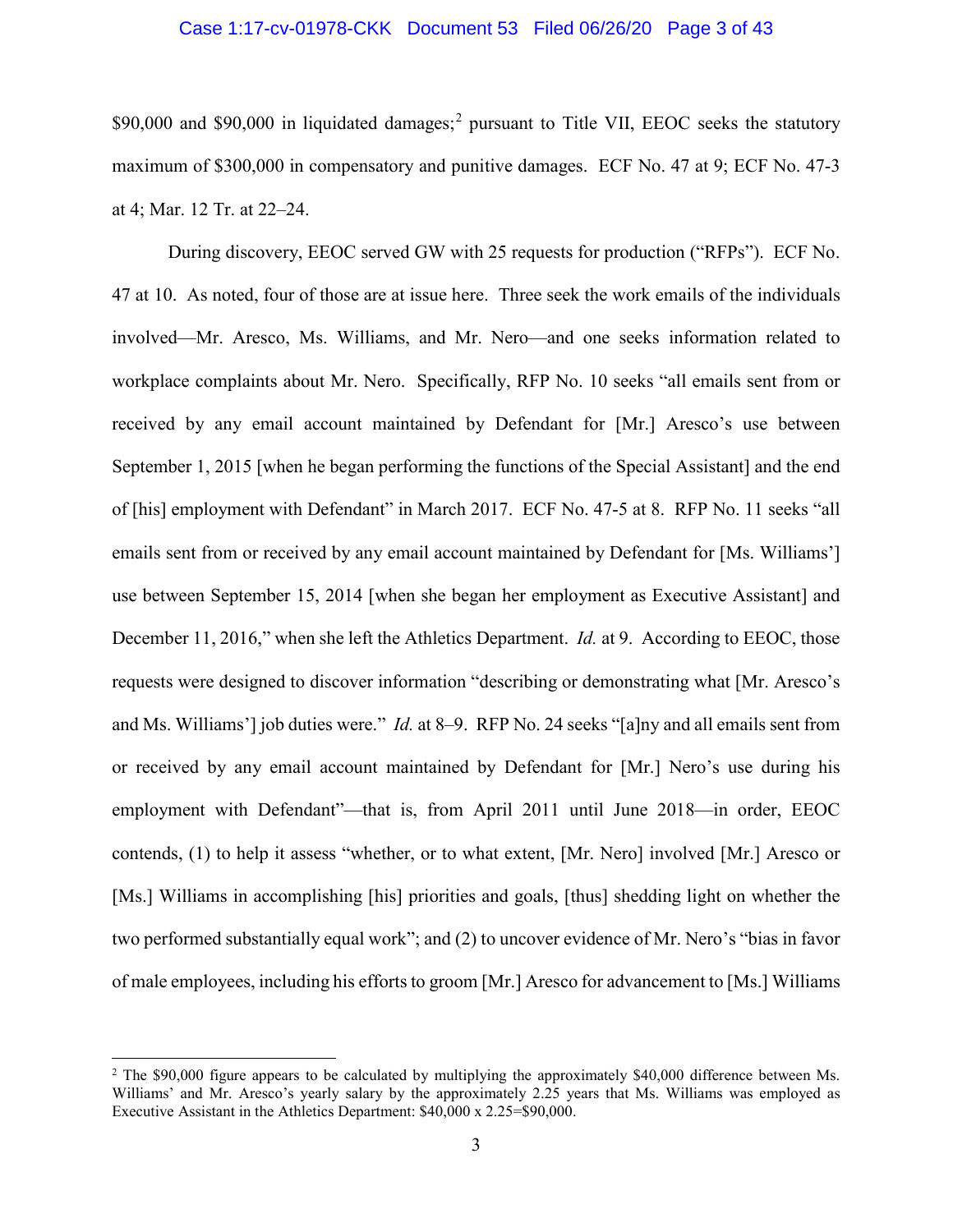$90,000 and $90,000 in liquidated damages;[2] pursuant to Title VII, EEOC seeks the statutory maximum of $300,000 in compensatory and punitive damages. ECF No. 47 at 9; ECF No. 47-3 at 4; Mar. 12 Tr. at 22–24.

During discovery, EEOC served GW with 25 requests for production ("RFPs"). ECF No. 47 at 10. As noted, four of those are at issue here. Three seek the work emails of the individuals involved—Mr. Aresco, Ms. Williams, and Mr. Nero—and one seeks information related to workplace complaints about Mr. Nero. Specifically, RFP No. 10 seeks "all emails sent from or received by any email account maintained by Defendant for [Mr.] Aresco's use between September 1, 2015 [when he began performing the functions of the Special Assistant] and the end of [his] employment with Defendant" in March 2017. ECF No. 47-5 at 8. RFP No. 11 seeks "all emails sent from or received by any email account maintained by Defendant for [Ms. Williams'] use between September 15, 2014 [when she began her employment as Executive Assistant] and December 11, 2016," when she left the Athletics Department. *Id.* at 9. According to EEOC, those requests were designed to discover information "describing or demonstrating what [Mr. Aresco's and Ms. Williams'] job duties were." *Id.* at 8–9. RFP No. 24 seeks "[a]ny and all emails sent from or received by any email account maintained by Defendant for [Mr.] Nero's use during his employment with Defendant"—that is, from April 2011 until June 2018—in order, EEOC contends, (1) to help it assess "whether, or to what extent, [Mr. Nero] involved [Mr.] Aresco or [Ms.] Williams in accomplishing [his] priorities and goals, [thus] shedding light on whether the two performed substantially equal work"; and (2) to uncover evidence of Mr. Nero's "bias in favor of male employees, including his efforts to groom [Mr.] Aresco for advancement to [Ms.] Williams

[2] The $90,000 figure appears to be calculated by multiplying the approximately $40,000 difference between Ms. Williams' and Mr. Aresco's yearly salary by the approximately 2.25 years that Ms. Williams was employed as Executive Assistant in the Athletics Department: $40,000 x 2.25=$90,000.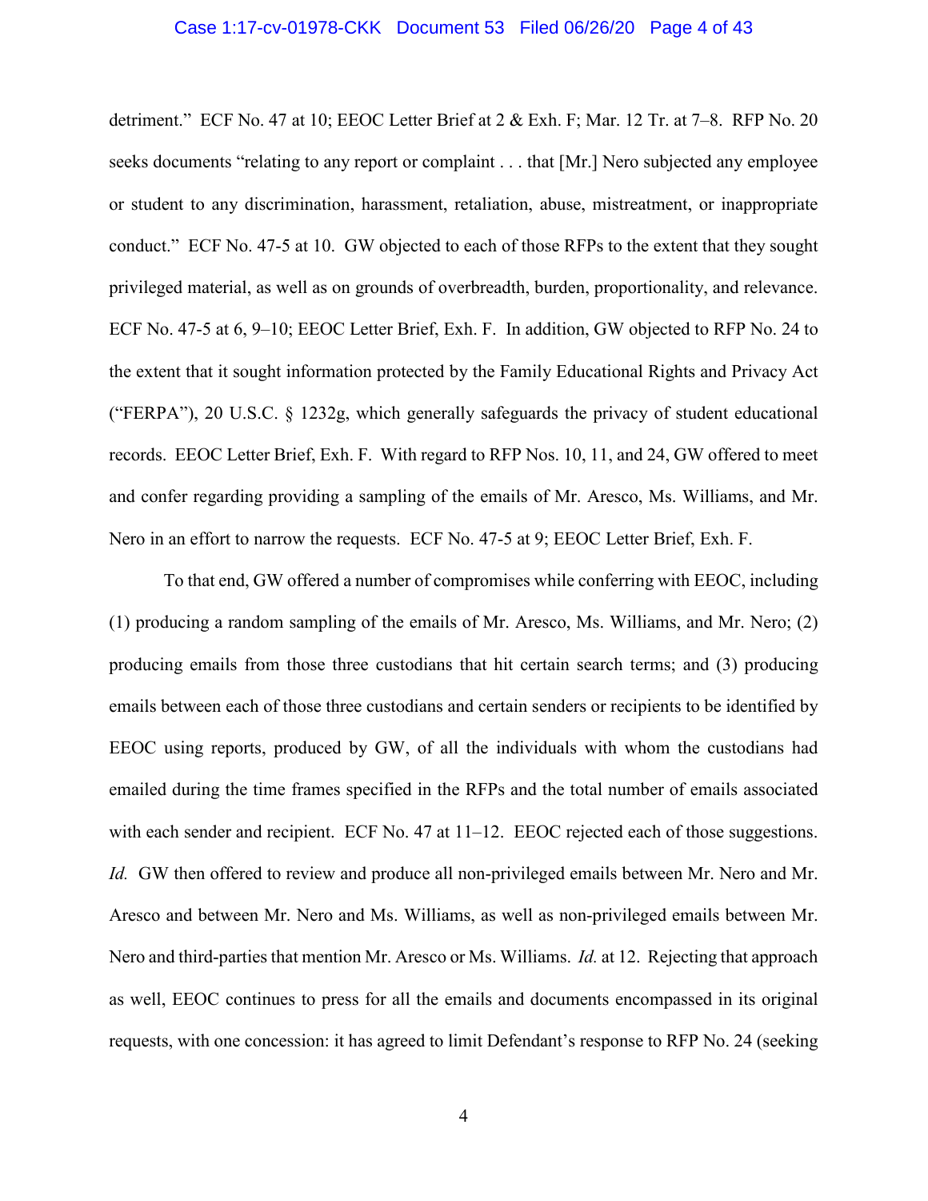detriment." ECF No. 47 at 10; EEOC Letter Brief at 2 & Exh. F; Mar. 12 Tr. at 7–8. RFP No. 20 seeks documents "relating to any report or complaint . . . that [Mr.] Nero subjected any employee or student to any discrimination, harassment, retaliation, abuse, mistreatment, or inappropriate conduct." ECF No. 47-5 at 10. GW objected to each of those RFPs to the extent that they sought privileged material, as well as on grounds of overbreadth, burden, proportionality, and relevance. ECF No. 47-5 at 6, 9–10; EEOC Letter Brief, Exh. F. In addition, GW objected to RFP No. 24 to the extent that it sought information protected by the Family Educational Rights and Privacy Act ("FERPA"), 20 U.S.C. § 1232g, which generally safeguards the privacy of student educational records. EEOC Letter Brief, Exh. F. With regard to RFP Nos. 10, 11, and 24, GW offered to meet and confer regarding providing a sampling of the emails of Mr. Aresco, Ms. Williams, and Mr. Nero in an effort to narrow the requests. ECF No. 47-5 at 9; EEOC Letter Brief, Exh. F.

To that end, GW offered a number of compromises while conferring with EEOC, including (1) producing a random sampling of the emails of Mr. Aresco, Ms. Williams, and Mr. Nero; (2) producing emails from those three custodians that hit certain search terms; and (3) producing emails between each of those three custodians and certain senders or recipients to be identified by EEOC using reports, produced by GW, of all the individuals with whom the custodians had emailed during the time frames specified in the RFPs and the total number of emails associated with each sender and recipient. ECF No. 47 at 11–12. EEOC rejected each of those suggestions. *Id.* GW then offered to review and produce all non-privileged emails between Mr. Nero and Mr. Aresco and between Mr. Nero and Ms. Williams, as well as non-privileged emails between Mr. Nero and third-parties that mention Mr. Aresco or Ms. Williams. *Id.* at 12. Rejecting that approach as well, EEOC continues to press for all the emails and documents encompassed in its original requests, with one concession: it has agreed to limit Defendant's response to RFP No. 24 (seeking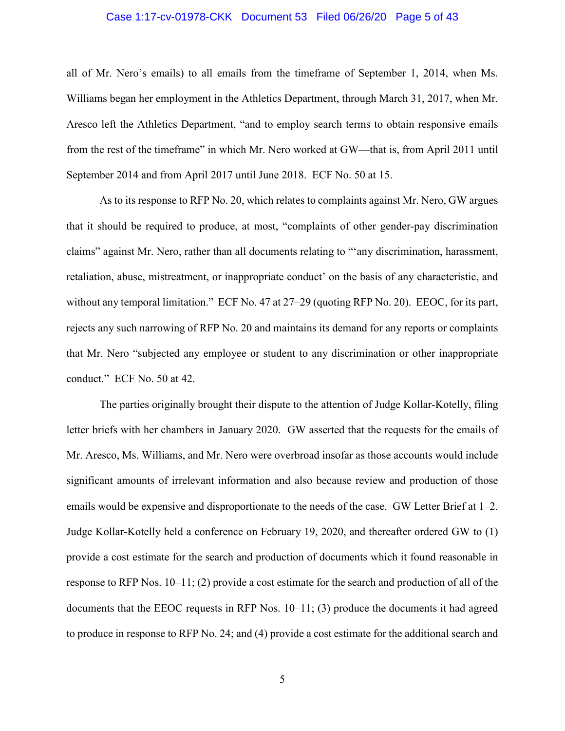all of Mr. Nero's emails) to all emails from the timeframe of September 1, 2014, when Ms. Williams began her employment in the Athletics Department, through March 31, 2017, when Mr. Aresco left the Athletics Department, "and to employ search terms to obtain responsive emails from the rest of the timeframe" in which Mr. Nero worked at GW—that is, from April 2011 until September 2014 and from April 2017 until June 2018. ECF No. 50 at 15.

As to its response to RFP No. 20, which relates to complaints against Mr. Nero, GW argues that it should be required to produce, at most, "complaints of other gender-pay discrimination claims" against Mr. Nero, rather than all documents relating to "'any discrimination, harassment, retaliation, abuse, mistreatment, or inappropriate conduct' on the basis of any characteristic, and without any temporal limitation." ECF No. 47 at 27–29 (quoting RFP No. 20). EEOC, for its part, rejects any such narrowing of RFP No. 20 and maintains its demand for any reports or complaints that Mr. Nero "subjected any employee or student to any discrimination or other inappropriate conduct." ECF No. 50 at 42.

The parties originally brought their dispute to the attention of Judge Kollar-Kotelly, filing letter briefs with her chambers in January 2020. GW asserted that the requests for the emails of Mr. Aresco, Ms. Williams, and Mr. Nero were overbroad insofar as those accounts would include significant amounts of irrelevant information and also because review and production of those emails would be expensive and disproportionate to the needs of the case. GW Letter Brief at 1–2. Judge Kollar-Kotelly held a conference on February 19, 2020, and thereafter ordered GW to (1) provide a cost estimate for the search and production of documents which it found reasonable in response to RFP Nos. 10–11; (2) provide a cost estimate for the search and production of all of the documents that the EEOC requests in RFP Nos. 10–11; (3) produce the documents it had agreed to produce in response to RFP No. 24; and (4) provide a cost estimate for the additional search and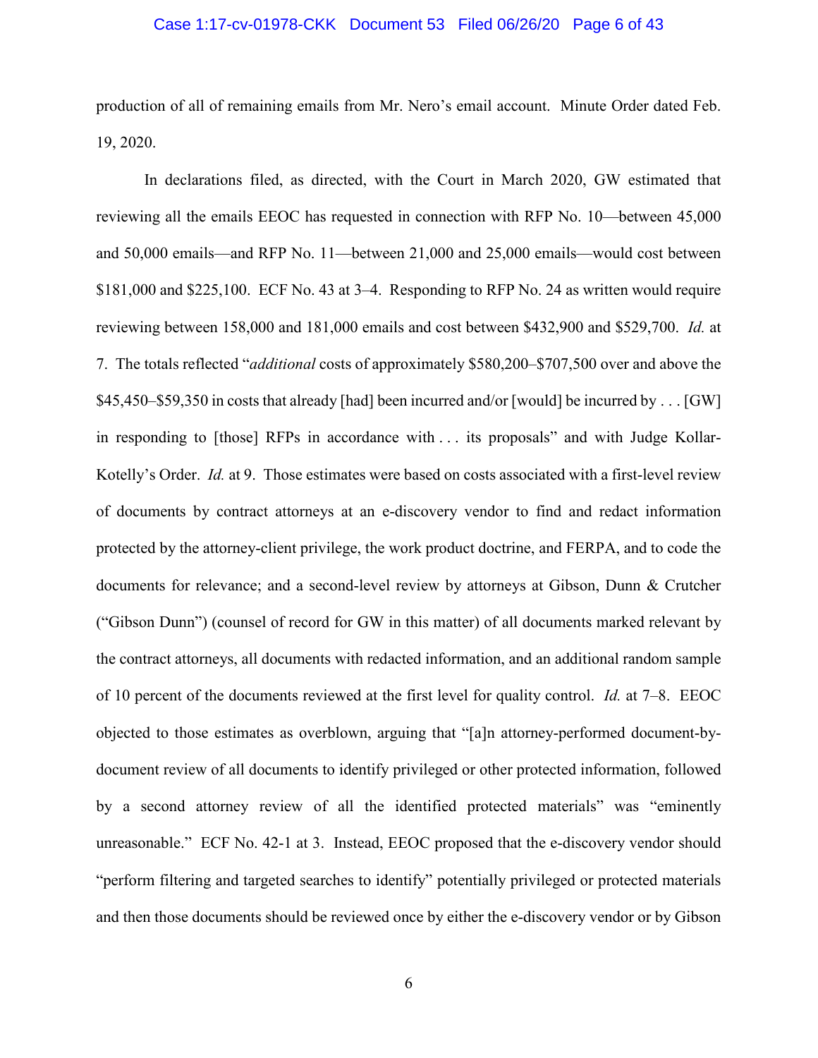production of all of remaining emails from Mr. Nero's email account. Minute Order dated Feb. 19, 2020.

In declarations filed, as directed, with the Court in March 2020, GW estimated that reviewing all the emails EEOC has requested in connection with RFP No. 10—between 45,000 and 50,000 emails—and RFP No. 11—between 21,000 and 25,000 emails—would cost between $181,000 and $225,100. ECF No. 43 at 3–4. Responding to RFP No. 24 as written would require reviewing between 158,000 and 181,000 emails and cost between $432,900 and $529,700. *Id.* at 7. The totals reflected "*additional* costs of approximately $580,200–$707,500 over and above the $45,450–$59,350 in costs that already [had] been incurred and/or [would] be incurred by . . . [GW] in responding to [those] RFPs in accordance with . . . its proposals" and with Judge Kollar-Kotelly's Order. *Id.* at 9. Those estimates were based on costs associated with a first-level review of documents by contract attorneys at an e-discovery vendor to find and redact information protected by the attorney-client privilege, the work product doctrine, and FERPA, and to code the documents for relevance; and a second-level review by attorneys at Gibson, Dunn & Crutcher ("Gibson Dunn") (counsel of record for GW in this matter) of all documents marked relevant by the contract attorneys, all documents with redacted information, and an additional random sample of 10 percent of the documents reviewed at the first level for quality control. *Id.* at 7–8. EEOC objected to those estimates as overblown, arguing that "[a]n attorney-performed document-by-document review of all documents to identify privileged or other protected information, followed by a second attorney review of all the identified protected materials" was "eminently unreasonable." ECF No. 42-1 at 3. Instead, EEOC proposed that the e-discovery vendor should "perform filtering and targeted searches to identify" potentially privileged or protected materials and then those documents should be reviewed once by either the e-discovery vendor or by Gibson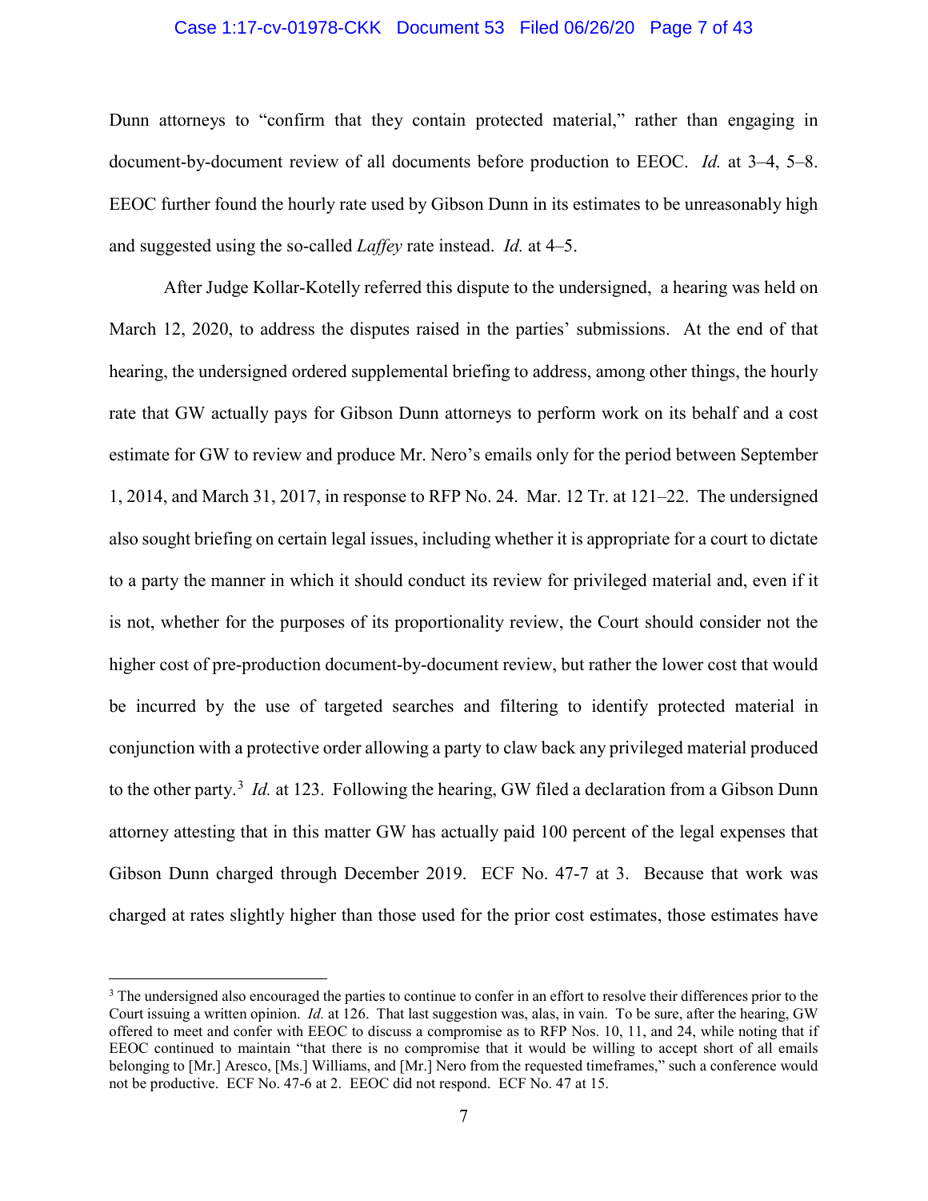Dunn attorneys to "confirm that they contain protected material," rather than engaging in document-by-document review of all documents before production to EEOC. *Id.* at 3–4, 5–8. EEOC further found the hourly rate used by Gibson Dunn in its estimates to be unreasonably high and suggested using the so-called *Laffey* rate instead. *Id.* at 4–5.

After Judge Kollar-Kotelly referred this dispute to the undersigned, a hearing was held on March 12, 2020, to address the disputes raised in the parties' submissions. At the end of that hearing, the undersigned ordered supplemental briefing to address, among other things, the hourly rate that GW actually pays for Gibson Dunn attorneys to perform work on its behalf and a cost estimate for GW to review and produce Mr. Nero's emails only for the period between September 1, 2014, and March 31, 2017, in response to RFP No. 24. Mar. 12 Tr. at 121–22. The undersigned also sought briefing on certain legal issues, including whether it is appropriate for a court to dictate to a party the manner in which it should conduct its review for privileged material and, even if it is not, whether for the purposes of its proportionality review, the Court should consider not the higher cost of pre-production document-by-document review, but rather the lower cost that would be incurred by the use of targeted searches and filtering to identify protected material in conjunction with a protective order allowing a party to claw back any privileged material produced to the other party.[3] *Id.* at 123. Following the hearing, GW filed a declaration from a Gibson Dunn attorney attesting that in this matter GW has actually paid 100 percent of the legal expenses that Gibson Dunn charged through December 2019. ECF No. 47-7 at 3. Because that work was charged at rates slightly higher than those used for the prior cost estimates, those estimates have

[3] The undersigned also encouraged the parties to continue to confer in an effort to resolve their differences prior to the Court issuing a written opinion. *Id.* at 126. That last suggestion was, alas, in vain. To be sure, after the hearing, GW offered to meet and confer with EEOC to discuss a compromise as to RFP Nos. 10, 11, and 24, while noting that if EEOC continued to maintain "that there is no compromise that it would be willing to accept short of all emails belonging to [Mr.] Aresco, [Ms.] Williams, and [Mr.] Nero from the requested timeframes," such a conference would not be productive. ECF No. 47-6 at 2. EEOC did not respond. ECF No. 47 at 15.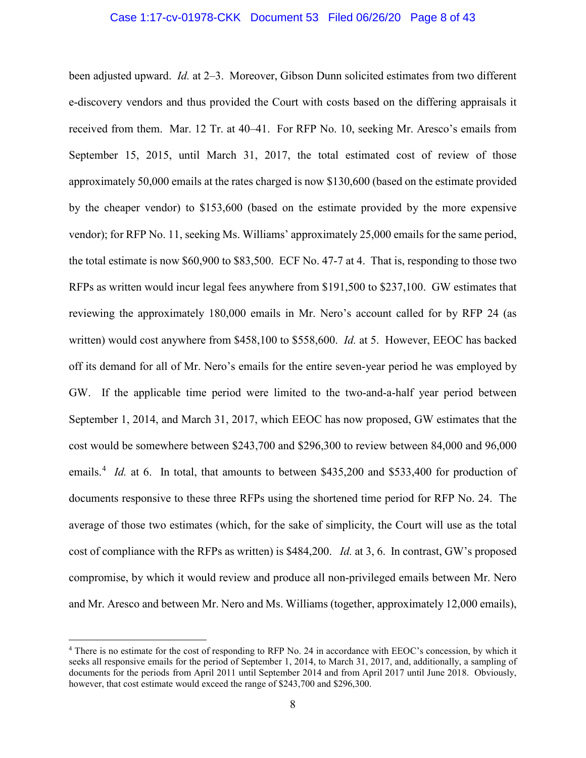been adjusted upward. *Id.* at 2–3. Moreover, Gibson Dunn solicited estimates from two different e-discovery vendors and thus provided the Court with costs based on the differing appraisals it received from them. Mar. 12 Tr. at 40–41. For RFP No. 10, seeking Mr. Aresco's emails from September 15, 2015, until March 31, 2017, the total estimated cost of review of those approximately 50,000 emails at the rates charged is now $130,600 (based on the estimate provided by the cheaper vendor) to $153,600 (based on the estimate provided by the more expensive vendor); for RFP No. 11, seeking Ms. Williams' approximately 25,000 emails for the same period, the total estimate is now $60,900 to $83,500. ECF No. 47-7 at 4. That is, responding to those two RFPs as written would incur legal fees anywhere from $191,500 to $237,100. GW estimates that reviewing the approximately 180,000 emails in Mr. Nero's account called for by RFP 24 (as written) would cost anywhere from $458,100 to $558,600. *Id.* at 5. However, EEOC has backed off its demand for all of Mr. Nero's emails for the entire seven-year period he was employed by GW. If the applicable time period were limited to the two-and-a-half year period between September 1, 2014, and March 31, 2017, which EEOC has now proposed, GW estimates that the cost would be somewhere between $243,700 and $296,300 to review between 84,000 and 96,000 emails.[4] *Id.* at 6. In total, that amounts to between $435,200 and $533,400 for production of documents responsive to these three RFPs using the shortened time period for RFP No. 24. The average of those two estimates (which, for the sake of simplicity, the Court will use as the total cost of compliance with the RFPs as written) is $484,200. *Id.* at 3, 6. In contrast, GW's proposed compromise, by which it would review and produce all non-privileged emails between Mr. Nero and Mr. Aresco and between Mr. Nero and Ms. Williams (together, approximately 12,000 emails),

---

[4] There is no estimate for the cost of responding to RFP No. 24 in accordance with EEOC's concession, by which it seeks all responsive emails for the period of September 1, 2014, to March 31, 2017, and, additionally, a sampling of documents for the periods from April 2011 until September 2014 and from April 2017 until June 2018. Obviously, however, that cost estimate would exceed the range of $243,700 and $296,300.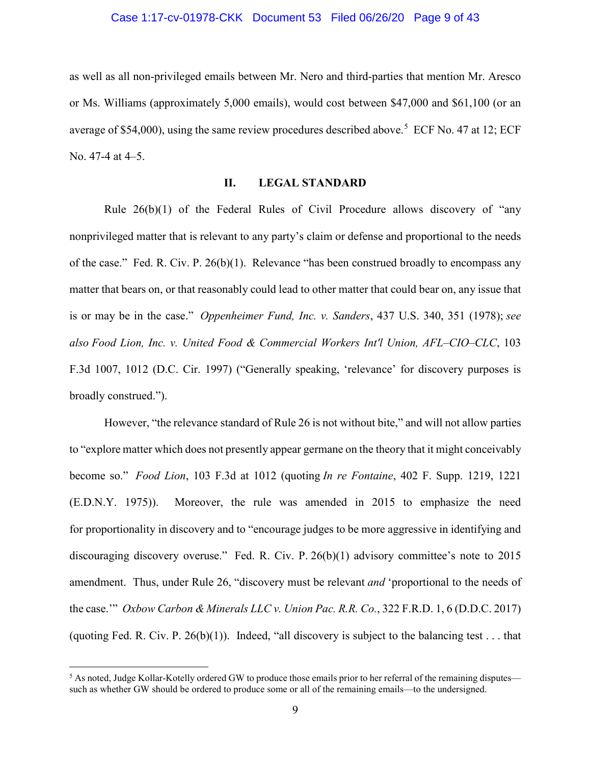as well as all non-privileged emails between Mr. Nero and third-parties that mention Mr. Aresco or Ms. Williams (approximately 5,000 emails), would cost between $47,000 and $61,100 (or an average of $54,000), using the same review procedures described above.[5] ECF No. 47 at 12; ECF No. 47-4 at 4–5.

## II. LEGAL STANDARD

Rule 26(b)(1) of the Federal Rules of Civil Procedure allows discovery of "any nonprivileged matter that is relevant to any party's claim or defense and proportional to the needs of the case." Fed. R. Civ. P. 26(b)(1). Relevance "has been construed broadly to encompass any matter that bears on, or that reasonably could lead to other matter that could bear on, any issue that is or may be in the case." *Oppenheimer Fund, Inc. v. Sanders*, 437 U.S. 340, 351 (1978); *see also Food Lion, Inc. v. United Food & Commercial Workers Int'l Union, AFL–CIO–CLC*, 103 F.3d 1007, 1012 (D.C. Cir. 1997) ("Generally speaking, 'relevance' for discovery purposes is broadly construed.").

However, "the relevance standard of Rule 26 is not without bite," and will not allow parties to "explore matter which does not presently appear germane on the theory that it might conceivably become so." *Food Lion*, 103 F.3d at 1012 (quoting *In re Fontaine*, 402 F. Supp. 1219, 1221 (E.D.N.Y. 1975)). Moreover, the rule was amended in 2015 to emphasize the need for proportionality in discovery and to "encourage judges to be more aggressive in identifying and discouraging discovery overuse." Fed. R. Civ. P. 26(b)(1) advisory committee's note to 2015 amendment. Thus, under Rule 26, "discovery must be relevant *and* 'proportional to the needs of the case.'" *Oxbow Carbon & Minerals LLC v. Union Pac. R.R. Co.*, 322 F.R.D. 1, 6 (D.D.C. 2017) (quoting Fed. R. Civ. P. 26(b)(1)). Indeed, "all discovery is subject to the balancing test . . . that

---

[5] As noted, Judge Kollar-Kotelly ordered GW to produce those emails prior to her referral of the remaining disputes—such as whether GW should be ordered to produce some or all of the remaining emails—to the undersigned.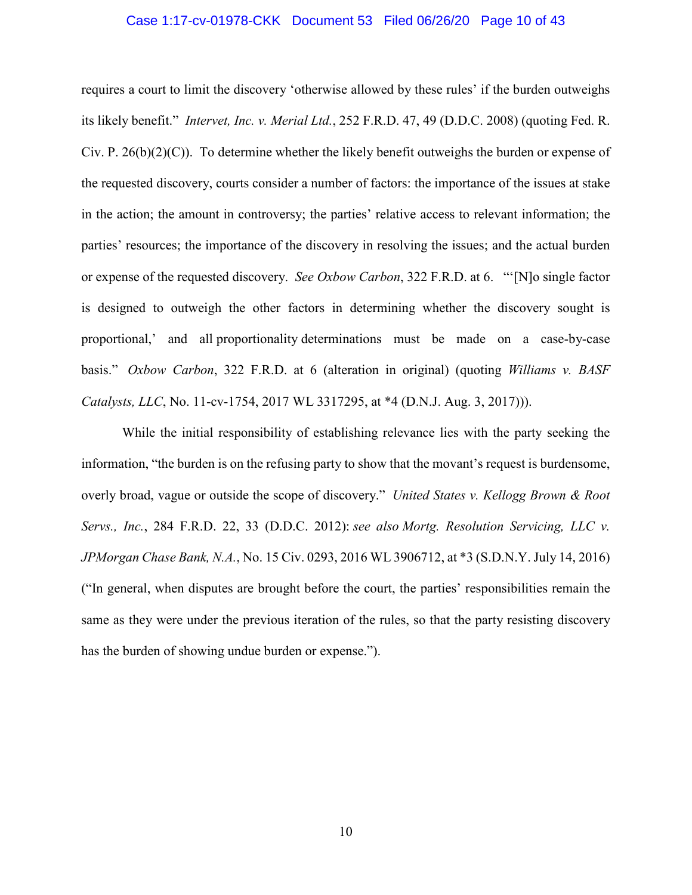requires a court to limit the discovery 'otherwise allowed by these rules' if the burden outweighs its likely benefit." *Intervet, Inc. v. Merial Ltd.*, 252 F.R.D. 47, 49 (D.D.C. 2008) (quoting Fed. R. Civ. P. 26(b)(2)(C)). To determine whether the likely benefit outweighs the burden or expense of the requested discovery, courts consider a number of factors: the importance of the issues at stake in the action; the amount in controversy; the parties' relative access to relevant information; the parties' resources; the importance of the discovery in resolving the issues; and the actual burden or expense of the requested discovery. *See Oxbow Carbon*, 322 F.R.D. at 6. "'[N]o single factor is designed to outweigh the other factors in determining whether the discovery sought is proportional,' and all proportionality determinations must be made on a case-by-case basis." *Oxbow Carbon*, 322 F.R.D. at 6 (alteration in original) (quoting *Williams v. BASF Catalysts, LLC*, No. 11-cv-1754, 2017 WL 3317295, at *4 (D.N.J. Aug. 3, 2017))).

While the initial responsibility of establishing relevance lies with the party seeking the information, "the burden is on the refusing party to show that the movant's request is burdensome, overly broad, vague or outside the scope of discovery." *United States v. Kellogg Brown & Root Servs., Inc.*, 284 F.R.D. 22, 33 (D.D.C. 2012): *see also Mortg. Resolution Servicing, LLC v. JPMorgan Chase Bank, N.A.*, No. 15 Civ. 0293, 2016 WL 3906712, at *3 (S.D.N.Y. July 14, 2016) ("In general, when disputes are brought before the court, the parties' responsibilities remain the same as they were under the previous iteration of the rules, so that the party resisting discovery has the burden of showing undue burden or expense.").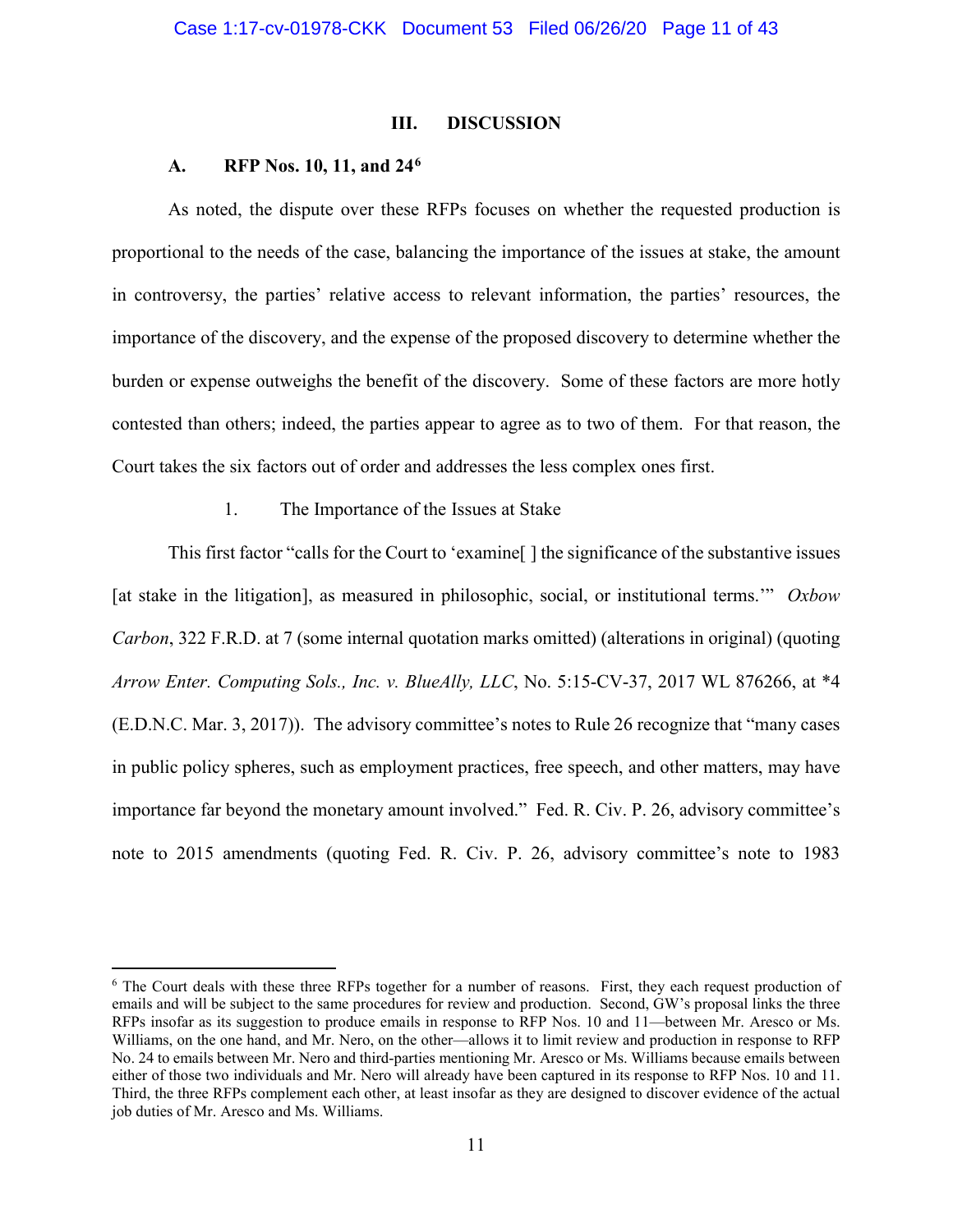## III. DISCUSSION

### A. RFP Nos. 10, 11, and 24[6]

As noted, the dispute over these RFPs focuses on whether the requested production is proportional to the needs of the case, balancing the importance of the issues at stake, the amount in controversy, the parties' relative access to relevant information, the parties' resources, the importance of the discovery, and the expense of the proposed discovery to determine whether the burden or expense outweighs the benefit of the discovery. Some of these factors are more hotly contested than others; indeed, the parties appear to agree as to two of them. For that reason, the Court takes the six factors out of order and addresses the less complex ones first.

#### 1. The Importance of the Issues at Stake

This first factor "calls for the Court to 'examine[ ] the significance of the substantive issues [at stake in the litigation], as measured in philosophic, social, or institutional terms.'" *Oxbow Carbon*, 322 F.R.D. at 7 (some internal quotation marks omitted) (alterations in original) (quoting *Arrow Enter. Computing Sols., Inc. v. BlueAlly, LLC*, No. 5:15-CV-37, 2017 WL 876266, at *4 (E.D.N.C. Mar. 3, 2017)). The advisory committee's notes to Rule 26 recognize that "many cases in public policy spheres, such as employment practices, free speech, and other matters, may have importance far beyond the monetary amount involved." Fed. R. Civ. P. 26, advisory committee's note to 2015 amendments (quoting Fed. R. Civ. P. 26, advisory committee's note to 1983

---

[6] The Court deals with these three RFPs together for a number of reasons. First, they each request production of emails and will be subject to the same procedures for review and production. Second, GW's proposal links the three RFPs insofar as its suggestion to produce emails in response to RFP Nos. 10 and 11—between Mr. Aresco or Ms. Williams, on the one hand, and Mr. Nero, on the other—allows it to limit review and production in response to RFP No. 24 to emails between Mr. Nero and third-parties mentioning Mr. Aresco or Ms. Williams because emails between either of those two individuals and Mr. Nero will already have been captured in its response to RFP Nos. 10 and 11. Third, the three RFPs complement each other, at least insofar as they are designed to discover evidence of the actual job duties of Mr. Aresco and Ms. Williams.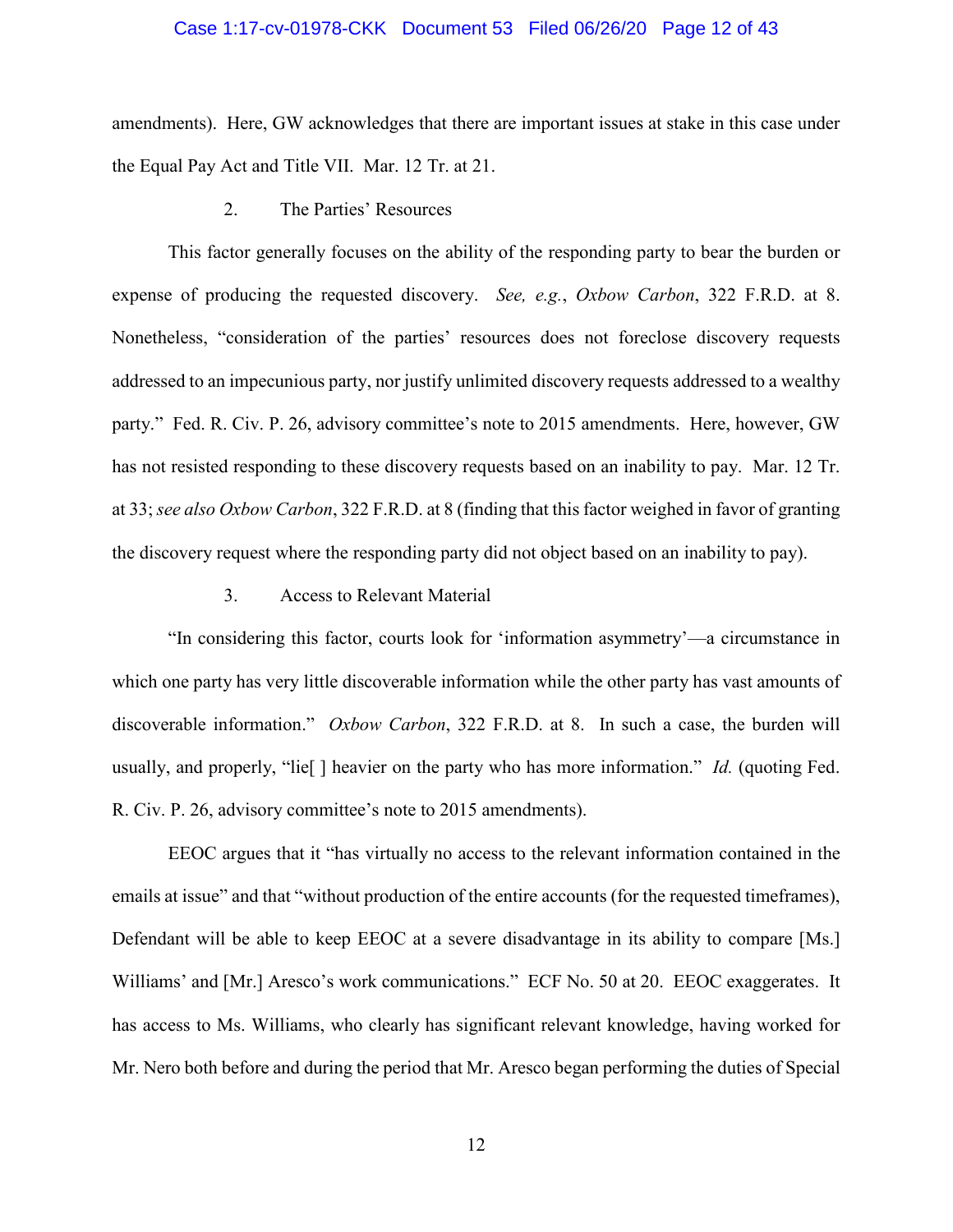amendments). Here, GW acknowledges that there are important issues at stake in this case under the Equal Pay Act and Title VII. Mar. 12 Tr. at 21.

### 2. The Parties' Resources

This factor generally focuses on the ability of the responding party to bear the burden or expense of producing the requested discovery. *See, e.g.*, *Oxbow Carbon*, 322 F.R.D. at 8. Nonetheless, "consideration of the parties' resources does not foreclose discovery requests addressed to an impecunious party, nor justify unlimited discovery requests addressed to a wealthy party." Fed. R. Civ. P. 26, advisory committee's note to 2015 amendments. Here, however, GW has not resisted responding to these discovery requests based on an inability to pay. Mar. 12 Tr. at 33; *see also Oxbow Carbon*, 322 F.R.D. at 8 (finding that this factor weighed in favor of granting the discovery request where the responding party did not object based on an inability to pay).

### 3. Access to Relevant Material

"In considering this factor, courts look for 'information asymmetry'—a circumstance in which one party has very little discoverable information while the other party has vast amounts of discoverable information." *Oxbow Carbon*, 322 F.R.D. at 8. In such a case, the burden will usually, and properly, "lie[ ] heavier on the party who has more information." *Id.* (quoting Fed. R. Civ. P. 26, advisory committee's note to 2015 amendments).

EEOC argues that it "has virtually no access to the relevant information contained in the emails at issue" and that "without production of the entire accounts (for the requested timeframes), Defendant will be able to keep EEOC at a severe disadvantage in its ability to compare [Ms.] Williams' and [Mr.] Aresco's work communications." ECF No. 50 at 20. EEOC exaggerates. It has access to Ms. Williams, who clearly has significant relevant knowledge, having worked for Mr. Nero both before and during the period that Mr. Aresco began performing the duties of Special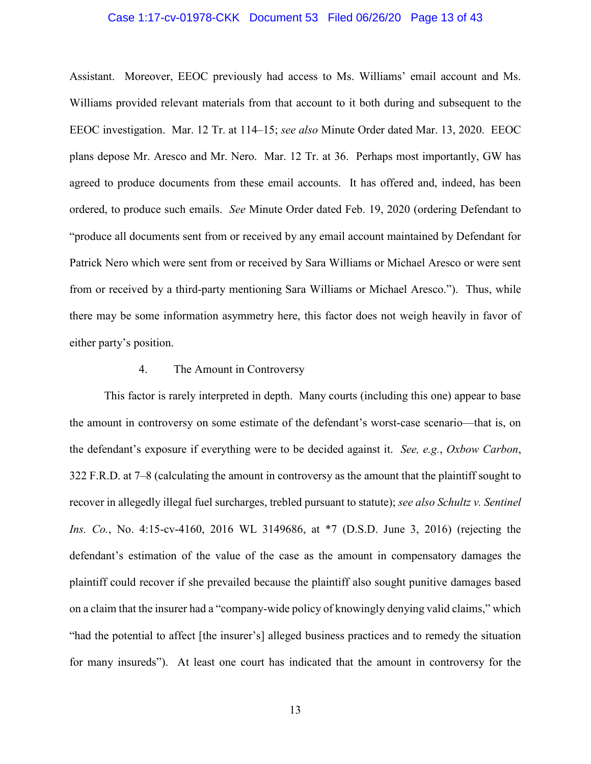Assistant. Moreover, EEOC previously had access to Ms. Williams' email account and Ms. Williams provided relevant materials from that account to it both during and subsequent to the EEOC investigation. Mar. 12 Tr. at 114–15; *see also* Minute Order dated Mar. 13, 2020. EEOC plans depose Mr. Aresco and Mr. Nero. Mar. 12 Tr. at 36. Perhaps most importantly, GW has agreed to produce documents from these email accounts. It has offered and, indeed, has been ordered, to produce such emails. *See* Minute Order dated Feb. 19, 2020 (ordering Defendant to "produce all documents sent from or received by any email account maintained by Defendant for Patrick Nero which were sent from or received by Sara Williams or Michael Aresco or were sent from or received by a third-party mentioning Sara Williams or Michael Aresco."). Thus, while there may be some information asymmetry here, this factor does not weigh heavily in favor of either party's position.

4. The Amount in Controversy

This factor is rarely interpreted in depth. Many courts (including this one) appear to base the amount in controversy on some estimate of the defendant's worst-case scenario—that is, on the defendant's exposure if everything were to be decided against it. *See, e.g.*, *Oxbow Carbon*, 322 F.R.D. at 7–8 (calculating the amount in controversy as the amount that the plaintiff sought to recover in allegedly illegal fuel surcharges, trebled pursuant to statute); *see also Schultz v. Sentinel Ins. Co.*, No. 4:15-cv-4160, 2016 WL 3149686, at *7 (D.S.D. June 3, 2016) (rejecting the defendant's estimation of the value of the case as the amount in compensatory damages the plaintiff could recover if she prevailed because the plaintiff also sought punitive damages based on a claim that the insurer had a "company-wide policy of knowingly denying valid claims," which "had the potential to affect [the insurer's] alleged business practices and to remedy the situation for many insureds"). At least one court has indicated that the amount in controversy for the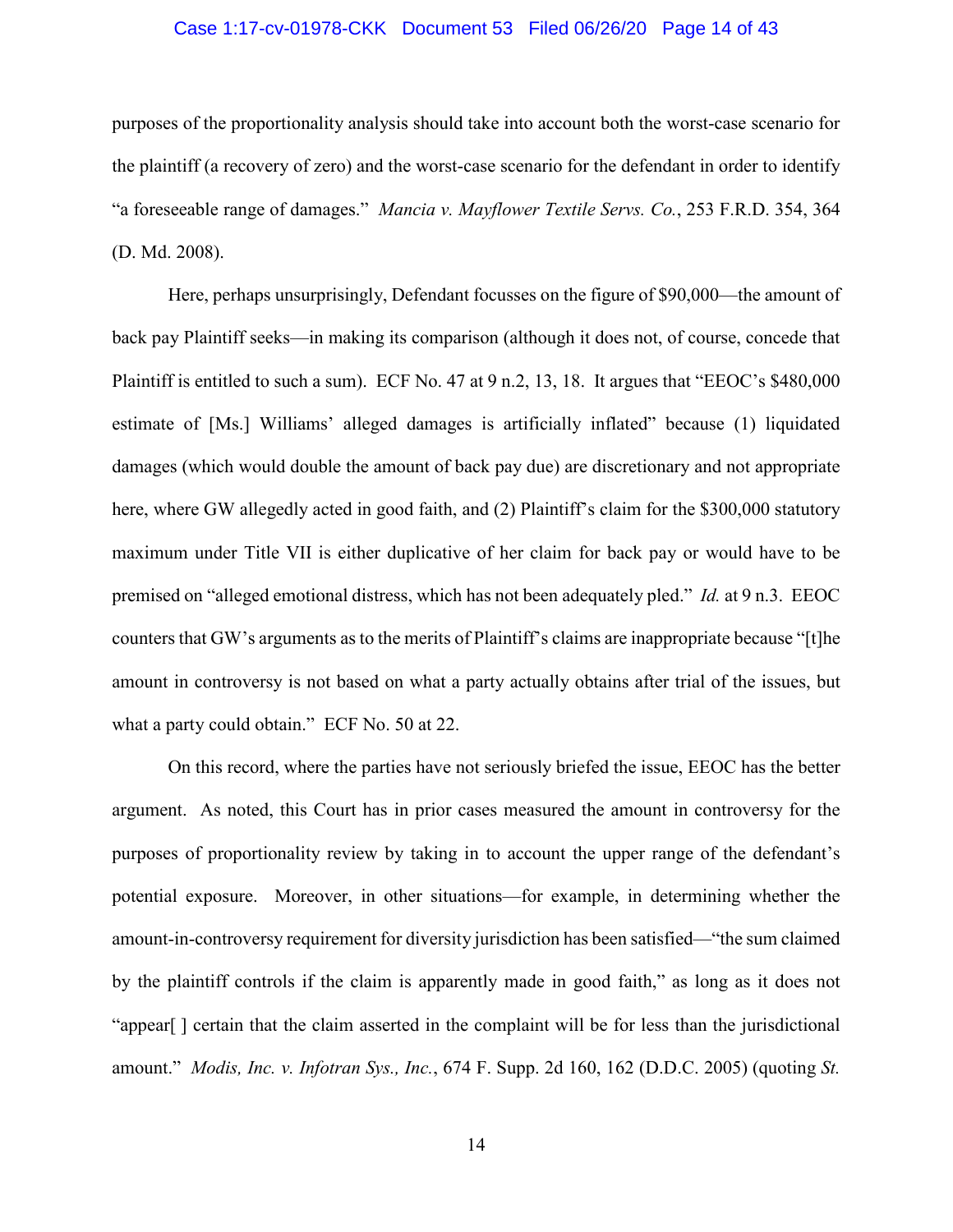purposes of the proportionality analysis should take into account both the worst-case scenario for the plaintiff (a recovery of zero) and the worst-case scenario for the defendant in order to identify "a foreseeable range of damages." *Mancia v. Mayflower Textile Servs. Co.*, 253 F.R.D. 354, 364 (D. Md. 2008).

Here, perhaps unsurprisingly, Defendant focusses on the figure of $90,000—the amount of back pay Plaintiff seeks—in making its comparison (although it does not, of course, concede that Plaintiff is entitled to such a sum). ECF No. 47 at 9 n.2, 13, 18. It argues that "EEOC's $480,000 estimate of [Ms.] Williams' alleged damages is artificially inflated" because (1) liquidated damages (which would double the amount of back pay due) are discretionary and not appropriate here, where GW allegedly acted in good faith, and (2) Plaintiff's claim for the $300,000 statutory maximum under Title VII is either duplicative of her claim for back pay or would have to be premised on "alleged emotional distress, which has not been adequately pled." *Id.* at 9 n.3. EEOC counters that GW's arguments as to the merits of Plaintiff's claims are inappropriate because "[t]he amount in controversy is not based on what a party actually obtains after trial of the issues, but what a party could obtain." ECF No. 50 at 22.

On this record, where the parties have not seriously briefed the issue, EEOC has the better argument. As noted, this Court has in prior cases measured the amount in controversy for the purposes of proportionality review by taking in to account the upper range of the defendant's potential exposure. Moreover, in other situations—for example, in determining whether the amount-in-controversy requirement for diversity jurisdiction has been satisfied—"the sum claimed by the plaintiff controls if the claim is apparently made in good faith," as long as it does not "appear[ ] certain that the claim asserted in the complaint will be for less than the jurisdictional amount." *Modis, Inc. v. Infotran Sys., Inc.*, 674 F. Supp. 2d 160, 162 (D.D.C. 2005) (quoting *St.*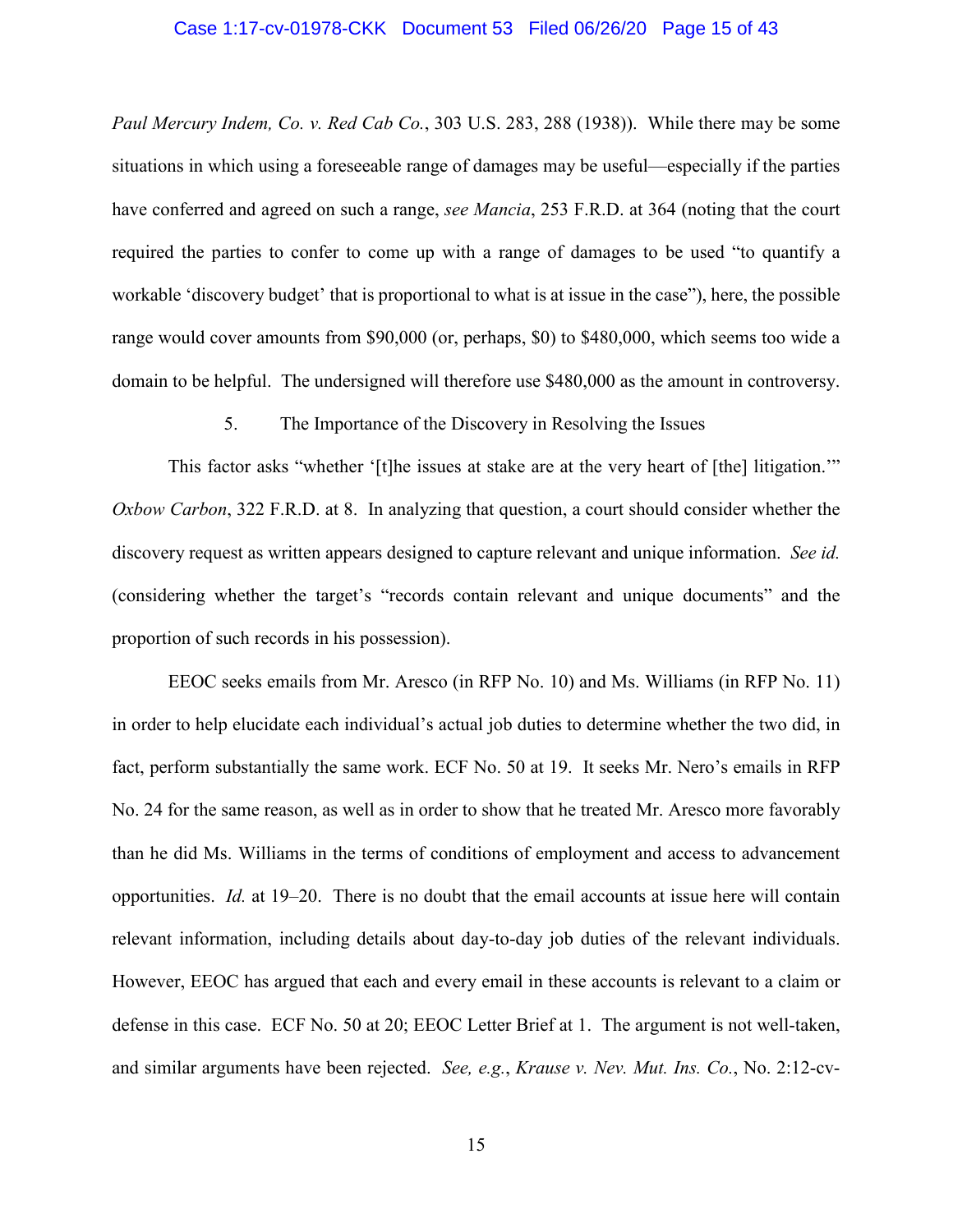*Paul Mercury Indem, Co. v. Red Cab Co.*, 303 U.S. 283, 288 (1938)). While there may be some situations in which using a foreseeable range of damages may be useful—especially if the parties have conferred and agreed on such a range, *see Mancia*, 253 F.R.D. at 364 (noting that the court required the parties to confer to come up with a range of damages to be used "to quantify a workable 'discovery budget' that is proportional to what is at issue in the case"), here, the possible range would cover amounts from $90,000 (or, perhaps, $0) to $480,000, which seems too wide a domain to be helpful. The undersigned will therefore use $480,000 as the amount in controversy.

5. The Importance of the Discovery in Resolving the Issues

This factor asks "whether '[t]he issues at stake are at the very heart of [the] litigation.'" *Oxbow Carbon*, 322 F.R.D. at 8. In analyzing that question, a court should consider whether the discovery request as written appears designed to capture relevant and unique information. *See id.* (considering whether the target's "records contain relevant and unique documents" and the proportion of such records in his possession).

EEOC seeks emails from Mr. Aresco (in RFP No. 10) and Ms. Williams (in RFP No. 11) in order to help elucidate each individual's actual job duties to determine whether the two did, in fact, perform substantially the same work. ECF No. 50 at 19. It seeks Mr. Nero's emails in RFP No. 24 for the same reason, as well as in order to show that he treated Mr. Aresco more favorably than he did Ms. Williams in the terms of conditions of employment and access to advancement opportunities. *Id.* at 19–20. There is no doubt that the email accounts at issue here will contain relevant information, including details about day-to-day job duties of the relevant individuals. However, EEOC has argued that each and every email in these accounts is relevant to a claim or defense in this case. ECF No. 50 at 20; EEOC Letter Brief at 1. The argument is not well-taken, and similar arguments have been rejected. *See, e.g.*, *Krause v. Nev. Mut. Ins. Co.*, No. 2:12-cv-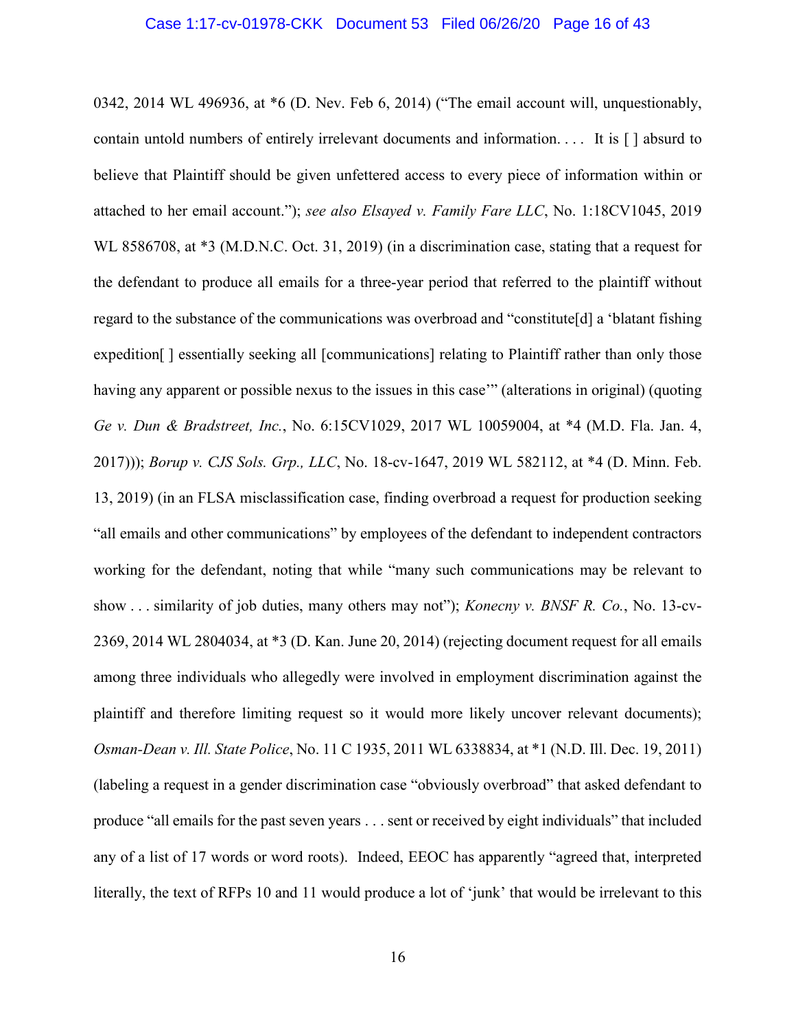0342, 2014 WL 496936, at *6 (D. Nev. Feb 6, 2014) ("The email account will, unquestionably, contain untold numbers of entirely irrelevant documents and information. . . . It is [ ] absurd to believe that Plaintiff should be given unfettered access to every piece of information within or attached to her email account."); *see also Elsayed v. Family Fare LLC*, No. 1:18CV1045, 2019 WL 8586708, at *3 (M.D.N.C. Oct. 31, 2019) (in a discrimination case, stating that a request for the defendant to produce all emails for a three-year period that referred to the plaintiff without regard to the substance of the communications was overbroad and "constitute[d] a 'blatant fishing expedition[ ] essentially seeking all [communications] relating to Plaintiff rather than only those having any apparent or possible nexus to the issues in this case'" (alterations in original) (quoting *Ge v. Dun & Bradstreet, Inc.*, No. 6:15CV1029, 2017 WL 10059004, at *4 (M.D. Fla. Jan. 4, 2017))); *Borup v. CJS Sols. Grp., LLC*, No. 18-cv-1647, 2019 WL 582112, at *4 (D. Minn. Feb. 13, 2019) (in an FLSA misclassification case, finding overbroad a request for production seeking "all emails and other communications" by employees of the defendant to independent contractors working for the defendant, noting that while "many such communications may be relevant to show . . . similarity of job duties, many others may not"); *Konecny v. BNSF R. Co.*, No. 13-cv-2369, 2014 WL 2804034, at *3 (D. Kan. June 20, 2014) (rejecting document request for all emails among three individuals who allegedly were involved in employment discrimination against the plaintiff and therefore limiting request so it would more likely uncover relevant documents); *Osman-Dean v. Ill. State Police*, No. 11 C 1935, 2011 WL 6338834, at *1 (N.D. Ill. Dec. 19, 2011) (labeling a request in a gender discrimination case "obviously overbroad" that asked defendant to produce "all emails for the past seven years . . . sent or received by eight individuals" that included any of a list of 17 words or word roots). Indeed, EEOC has apparently "agreed that, interpreted literally, the text of RFPs 10 and 11 would produce a lot of 'junk' that would be irrelevant to this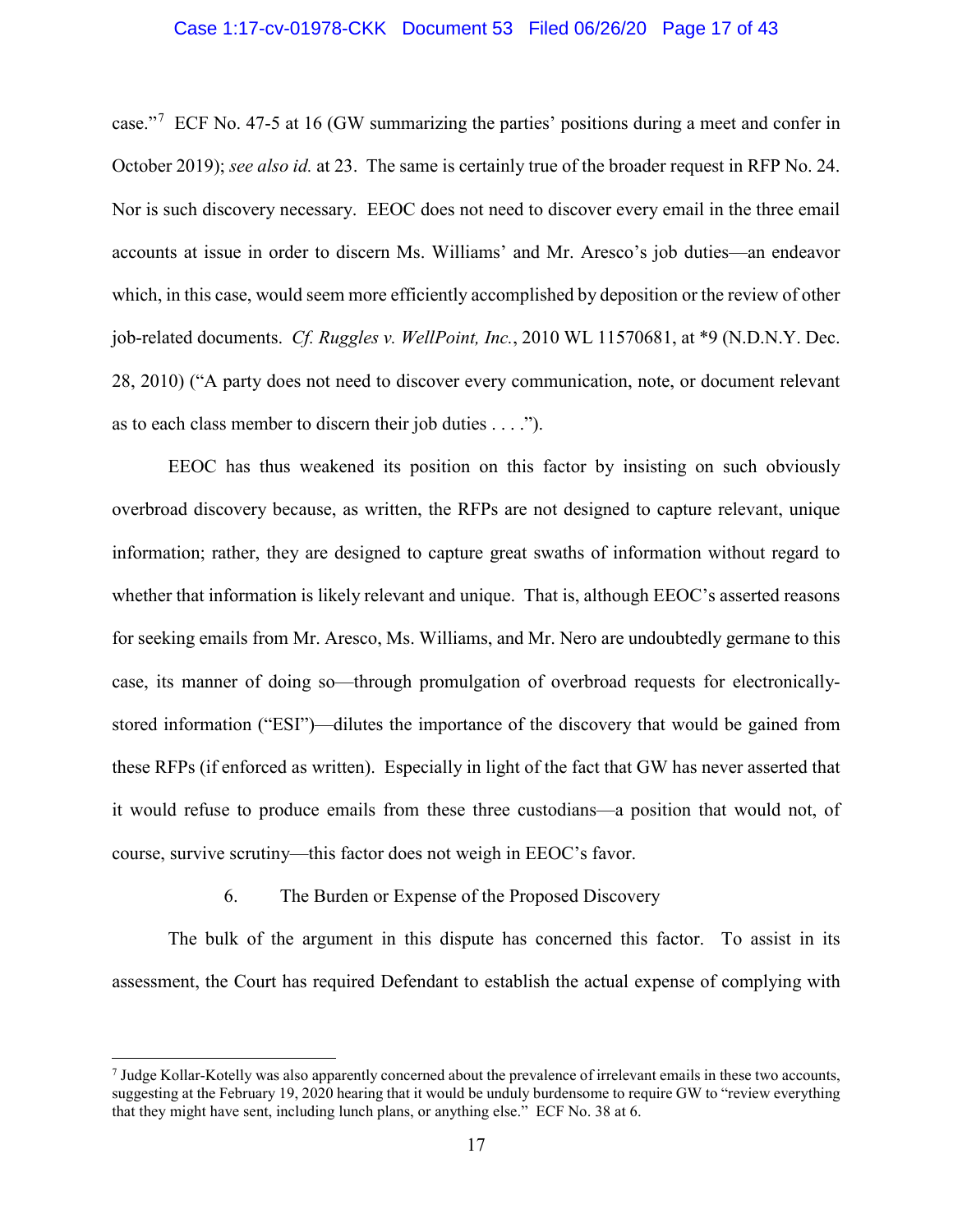case."[7] ECF No. 47-5 at 16 (GW summarizing the parties' positions during a meet and confer in October 2019); *see also id.* at 23. The same is certainly true of the broader request in RFP No. 24. Nor is such discovery necessary. EEOC does not need to discover every email in the three email accounts at issue in order to discern Ms. Williams' and Mr. Aresco's job duties—an endeavor which, in this case, would seem more efficiently accomplished by deposition or the review of other job-related documents. *Cf. Ruggles v. WellPoint, Inc.*, 2010 WL 11570681, at *9 (N.D.N.Y. Dec. 28, 2010) ("A party does not need to discover every communication, note, or document relevant as to each class member to discern their job duties . . . .").

EEOC has thus weakened its position on this factor by insisting on such obviously overbroad discovery because, as written, the RFPs are not designed to capture relevant, unique information; rather, they are designed to capture great swaths of information without regard to whether that information is likely relevant and unique. That is, although EEOC's asserted reasons for seeking emails from Mr. Aresco, Ms. Williams, and Mr. Nero are undoubtedly germane to this case, its manner of doing so—through promulgation of overbroad requests for electronically-stored information ("ESI")—dilutes the importance of the discovery that would be gained from these RFPs (if enforced as written). Especially in light of the fact that GW has never asserted that it would refuse to produce emails from these three custodians—a position that would not, of course, survive scrutiny—this factor does not weigh in EEOC's favor.

6. The Burden or Expense of the Proposed Discovery

The bulk of the argument in this dispute has concerned this factor. To assist in its assessment, the Court has required Defendant to establish the actual expense of complying with

[7] Judge Kollar-Kotelly was also apparently concerned about the prevalence of irrelevant emails in these two accounts, suggesting at the February 19, 2020 hearing that it would be unduly burdensome to require GW to "review everything that they might have sent, including lunch plans, or anything else." ECF No. 38 at 6.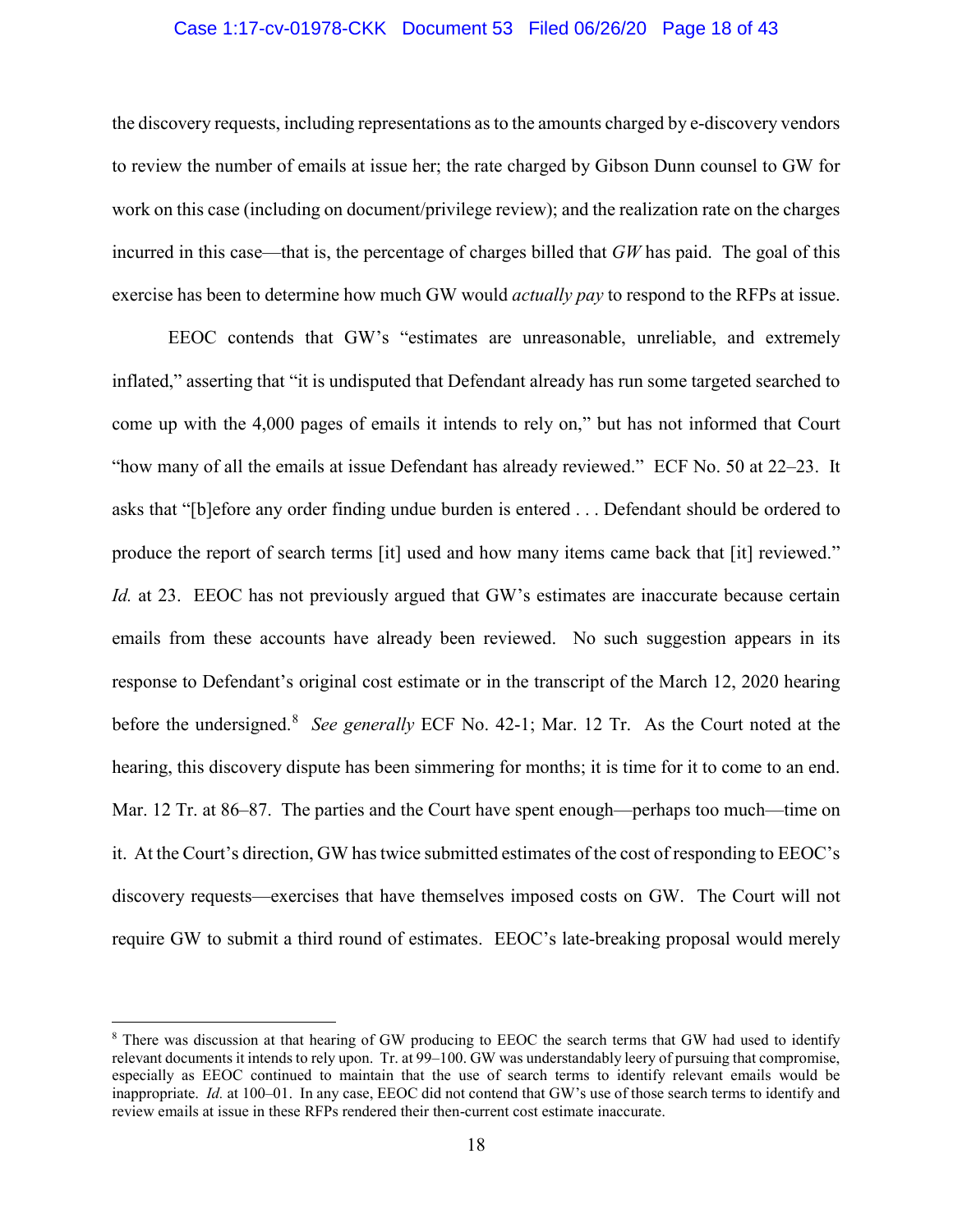the discovery requests, including representations as to the amounts charged by e-discovery vendors to review the number of emails at issue her; the rate charged by Gibson Dunn counsel to GW for work on this case (including on document/privilege review); and the realization rate on the charges incurred in this case—that is, the percentage of charges billed that *GW* has paid. The goal of this exercise has been to determine how much GW would *actually pay* to respond to the RFPs at issue.

EEOC contends that GW's "estimates are unreasonable, unreliable, and extremely inflated," asserting that "it is undisputed that Defendant already has run some targeted searched to come up with the 4,000 pages of emails it intends to rely on," but has not informed that Court "how many of all the emails at issue Defendant has already reviewed." ECF No. 50 at 22–23. It asks that "[b]efore any order finding undue burden is entered . . . Defendant should be ordered to produce the report of search terms [it] used and how many items came back that [it] reviewed." *Id.* at 23. EEOC has not previously argued that GW's estimates are inaccurate because certain emails from these accounts have already been reviewed. No such suggestion appears in its response to Defendant's original cost estimate or in the transcript of the March 12, 2020 hearing before the undersigned.[8] *See generally* ECF No. 42-1; Mar. 12 Tr. As the Court noted at the hearing, this discovery dispute has been simmering for months; it is time for it to come to an end. Mar. 12 Tr. at 86–87. The parties and the Court have spent enough—perhaps too much—time on it. At the Court's direction, GW has twice submitted estimates of the cost of responding to EEOC's discovery requests—exercises that have themselves imposed costs on GW. The Court will not require GW to submit a third round of estimates. EEOC's late-breaking proposal would merely

---

[8] There was discussion at that hearing of GW producing to EEOC the search terms that GW had used to identify relevant documents it intends to rely upon. Tr. at 99–100. GW was understandably leery of pursuing that compromise, especially as EEOC continued to maintain that the use of search terms to identify relevant emails would be inappropriate. *Id.* at 100–01. In any case, EEOC did not contend that GW's use of those search terms to identify and review emails at issue in these RFPs rendered their then-current cost estimate inaccurate.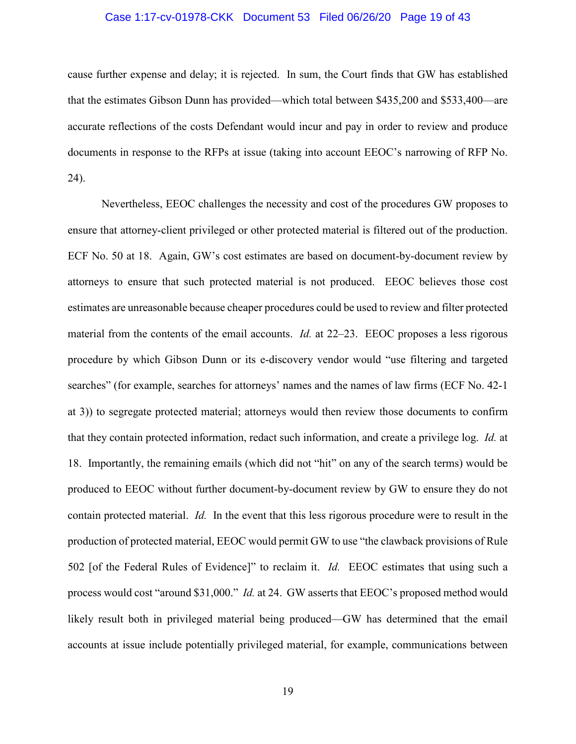cause further expense and delay; it is rejected. In sum, the Court finds that GW has established that the estimates Gibson Dunn has provided—which total between $435,200 and $533,400—are accurate reflections of the costs Defendant would incur and pay in order to review and produce documents in response to the RFPs at issue (taking into account EEOC's narrowing of RFP No. 24).

Nevertheless, EEOC challenges the necessity and cost of the procedures GW proposes to ensure that attorney-client privileged or other protected material is filtered out of the production. ECF No. 50 at 18. Again, GW's cost estimates are based on document-by-document review by attorneys to ensure that such protected material is not produced. EEOC believes those cost estimates are unreasonable because cheaper procedures could be used to review and filter protected material from the contents of the email accounts. *Id.* at 22–23. EEOC proposes a less rigorous procedure by which Gibson Dunn or its e-discovery vendor would "use filtering and targeted searches" (for example, searches for attorneys' names and the names of law firms (ECF No. 42-1 at 3)) to segregate protected material; attorneys would then review those documents to confirm that they contain protected information, redact such information, and create a privilege log. *Id.* at 18. Importantly, the remaining emails (which did not "hit" on any of the search terms) would be produced to EEOC without further document-by-document review by GW to ensure they do not contain protected material. *Id.* In the event that this less rigorous procedure were to result in the production of protected material, EEOC would permit GW to use "the clawback provisions of Rule 502 [of the Federal Rules of Evidence]" to reclaim it. *Id.* EEOC estimates that using such a process would cost "around $31,000." *Id.* at 24. GW asserts that EEOC's proposed method would likely result both in privileged material being produced—GW has determined that the email accounts at issue include potentially privileged material, for example, communications between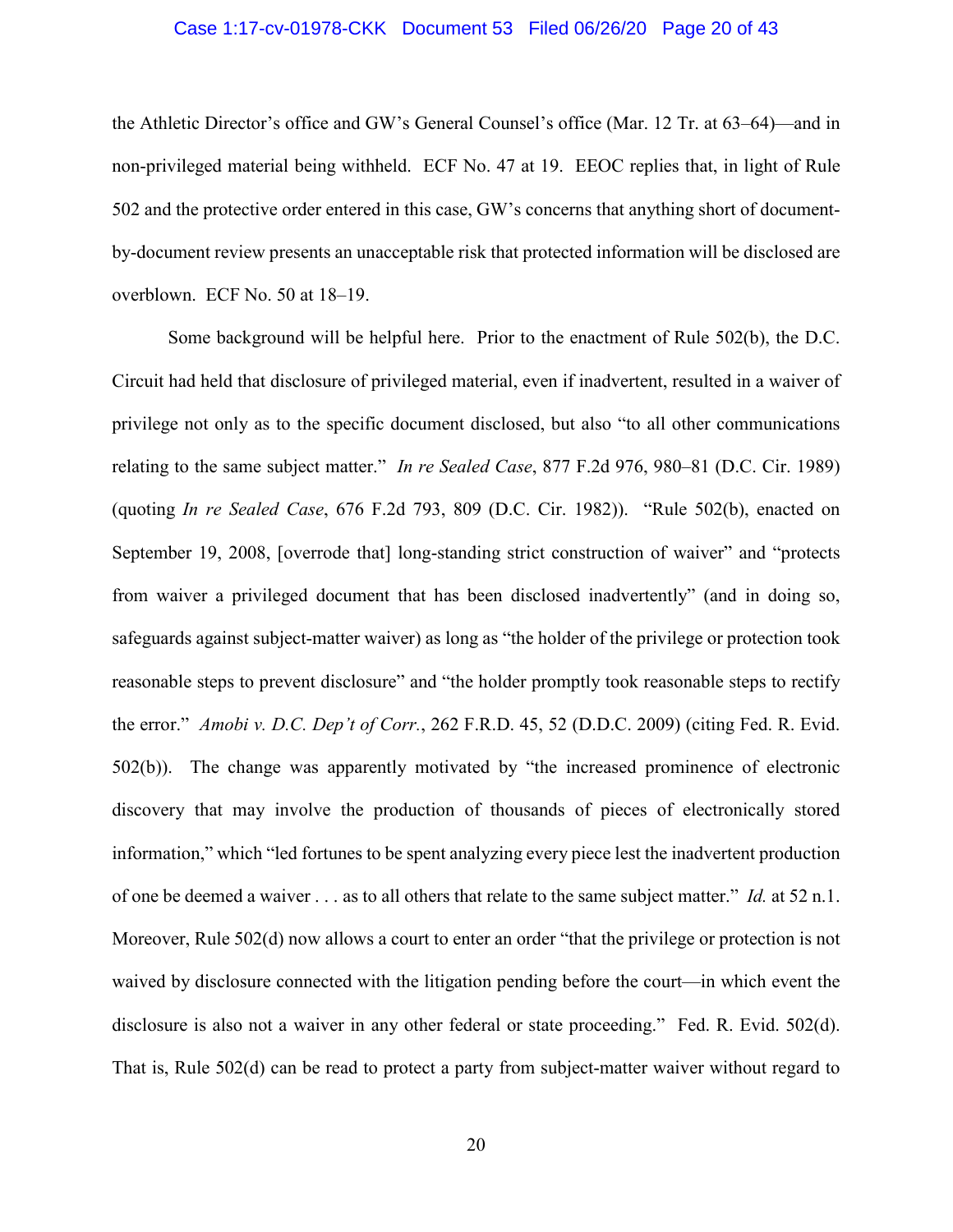the Athletic Director's office and GW's General Counsel's office (Mar. 12 Tr. at 63–64)—and in non-privileged material being withheld. ECF No. 47 at 19. EEOC replies that, in light of Rule 502 and the protective order entered in this case, GW's concerns that anything short of document-by-document review presents an unacceptable risk that protected information will be disclosed are overblown. ECF No. 50 at 18–19.

Some background will be helpful here. Prior to the enactment of Rule 502(b), the D.C. Circuit had held that disclosure of privileged material, even if inadvertent, resulted in a waiver of privilege not only as to the specific document disclosed, but also "to all other communications relating to the same subject matter." *In re Sealed Case*, 877 F.2d 976, 980–81 (D.C. Cir. 1989) (quoting *In re Sealed Case*, 676 F.2d 793, 809 (D.C. Cir. 1982)). "Rule 502(b), enacted on September 19, 2008, [overrode that] long-standing strict construction of waiver" and "protects from waiver a privileged document that has been disclosed inadvertently" (and in doing so, safeguards against subject-matter waiver) as long as "the holder of the privilege or protection took reasonable steps to prevent disclosure" and "the holder promptly took reasonable steps to rectify the error." *Amobi v. D.C. Dep't of Corr.*, 262 F.R.D. 45, 52 (D.D.C. 2009) (citing Fed. R. Evid. 502(b)). The change was apparently motivated by "the increased prominence of electronic discovery that may involve the production of thousands of pieces of electronically stored information," which "led fortunes to be spent analyzing every piece lest the inadvertent production of one be deemed a waiver . . . as to all others that relate to the same subject matter." *Id.* at 52 n.1. Moreover, Rule 502(d) now allows a court to enter an order "that the privilege or protection is not waived by disclosure connected with the litigation pending before the court—in which event the disclosure is also not a waiver in any other federal or state proceeding." Fed. R. Evid. 502(d). That is, Rule 502(d) can be read to protect a party from subject-matter waiver without regard to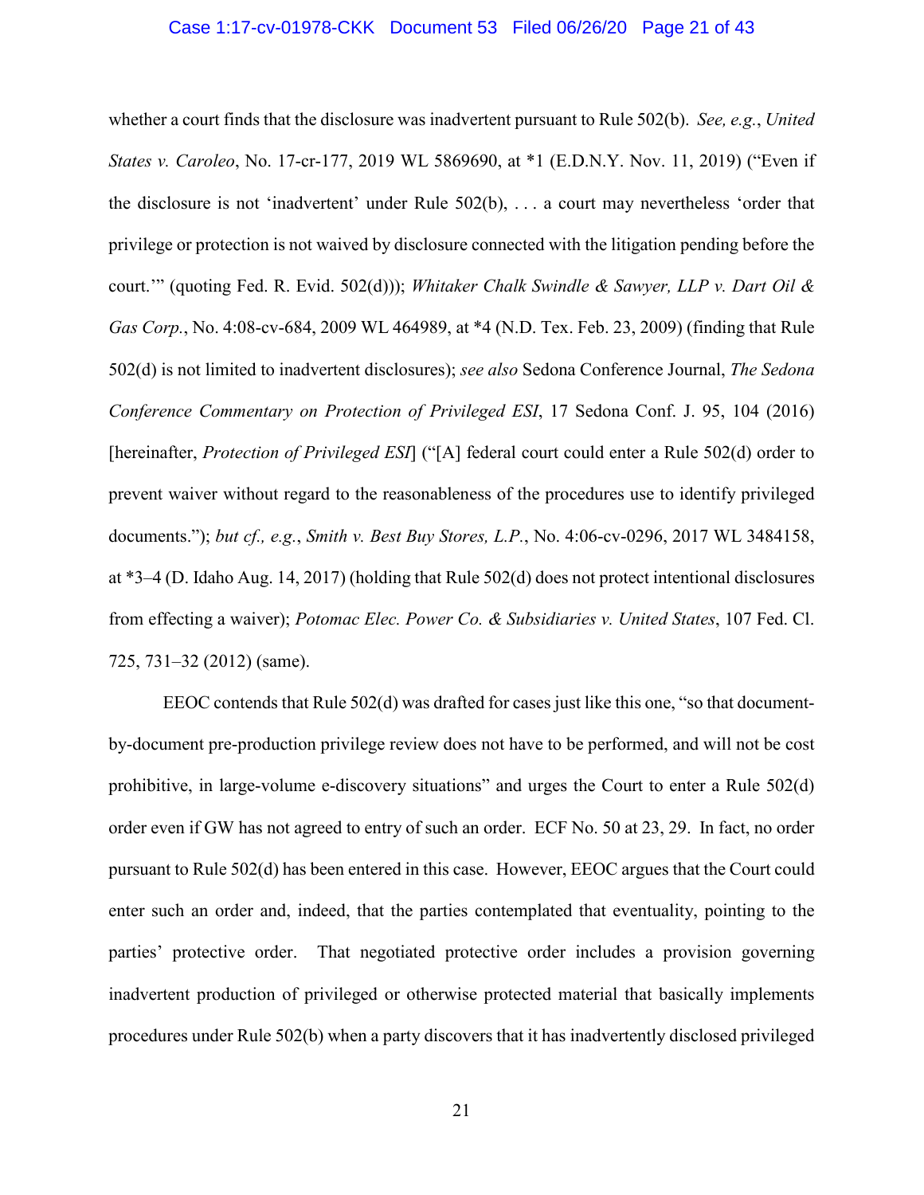whether a court finds that the disclosure was inadvertent pursuant to Rule 502(b). *See, e.g.*, *United States v. Caroleo*, No. 17-cr-177, 2019 WL 5869690, at *1 (E.D.N.Y. Nov. 11, 2019) ("Even if the disclosure is not 'inadvertent' under Rule 502(b), . . . a court may nevertheless 'order that privilege or protection is not waived by disclosure connected with the litigation pending before the court.'" (quoting Fed. R. Evid. 502(d))); *Whitaker Chalk Swindle & Sawyer, LLP v. Dart Oil & Gas Corp.*, No. 4:08-cv-684, 2009 WL 464989, at *4 (N.D. Tex. Feb. 23, 2009) (finding that Rule 502(d) is not limited to inadvertent disclosures); *see also* Sedona Conference Journal, *The Sedona Conference Commentary on Protection of Privileged ESI*, 17 Sedona Conf. J. 95, 104 (2016) [hereinafter, *Protection of Privileged ESI*] ("[A] federal court could enter a Rule 502(d) order to prevent waiver without regard to the reasonableness of the procedures use to identify privileged documents."); *but cf., e.g.*, *Smith v. Best Buy Stores, L.P.*, No. 4:06-cv-0296, 2017 WL 3484158, at *3–4 (D. Idaho Aug. 14, 2017) (holding that Rule 502(d) does not protect intentional disclosures from effecting a waiver); *Potomac Elec. Power Co. & Subsidiaries v. United States*, 107 Fed. Cl. 725, 731–32 (2012) (same).

EEOC contends that Rule 502(d) was drafted for cases just like this one, "so that document-by-document pre-production privilege review does not have to be performed, and will not be cost prohibitive, in large-volume e-discovery situations" and urges the Court to enter a Rule 502(d) order even if GW has not agreed to entry of such an order. ECF No. 50 at 23, 29. In fact, no order pursuant to Rule 502(d) has been entered in this case. However, EEOC argues that the Court could enter such an order and, indeed, that the parties contemplated that eventuality, pointing to the parties' protective order. That negotiated protective order includes a provision governing inadvertent production of privileged or otherwise protected material that basically implements procedures under Rule 502(b) when a party discovers that it has inadvertently disclosed privileged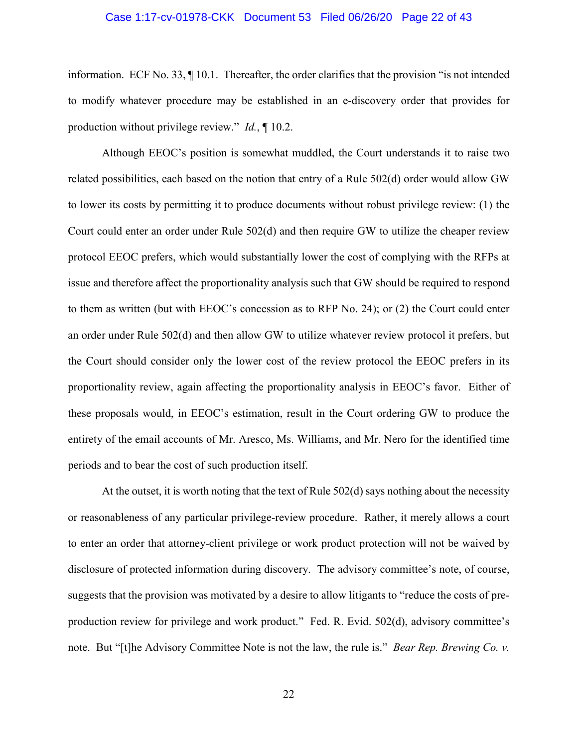information. ECF No. 33, ¶ 10.1. Thereafter, the order clarifies that the provision "is not intended to modify whatever procedure may be established in an e-discovery order that provides for production without privilege review." *Id.*, ¶ 10.2.

Although EEOC's position is somewhat muddled, the Court understands it to raise two related possibilities, each based on the notion that entry of a Rule 502(d) order would allow GW to lower its costs by permitting it to produce documents without robust privilege review: (1) the Court could enter an order under Rule 502(d) and then require GW to utilize the cheaper review protocol EEOC prefers, which would substantially lower the cost of complying with the RFPs at issue and therefore affect the proportionality analysis such that GW should be required to respond to them as written (but with EEOC's concession as to RFP No. 24); or (2) the Court could enter an order under Rule 502(d) and then allow GW to utilize whatever review protocol it prefers, but the Court should consider only the lower cost of the review protocol the EEOC prefers in its proportionality review, again affecting the proportionality analysis in EEOC's favor. Either of these proposals would, in EEOC's estimation, result in the Court ordering GW to produce the entirety of the email accounts of Mr. Aresco, Ms. Williams, and Mr. Nero for the identified time periods and to bear the cost of such production itself.

At the outset, it is worth noting that the text of Rule 502(d) says nothing about the necessity or reasonableness of any particular privilege-review procedure. Rather, it merely allows a court to enter an order that attorney-client privilege or work product protection will not be waived by disclosure of protected information during discovery. The advisory committee's note, of course, suggests that the provision was motivated by a desire to allow litigants to "reduce the costs of pre-production review for privilege and work product." Fed. R. Evid. 502(d), advisory committee's note. But "[t]he Advisory Committee Note is not the law, the rule is." *Bear Rep. Brewing Co. v.*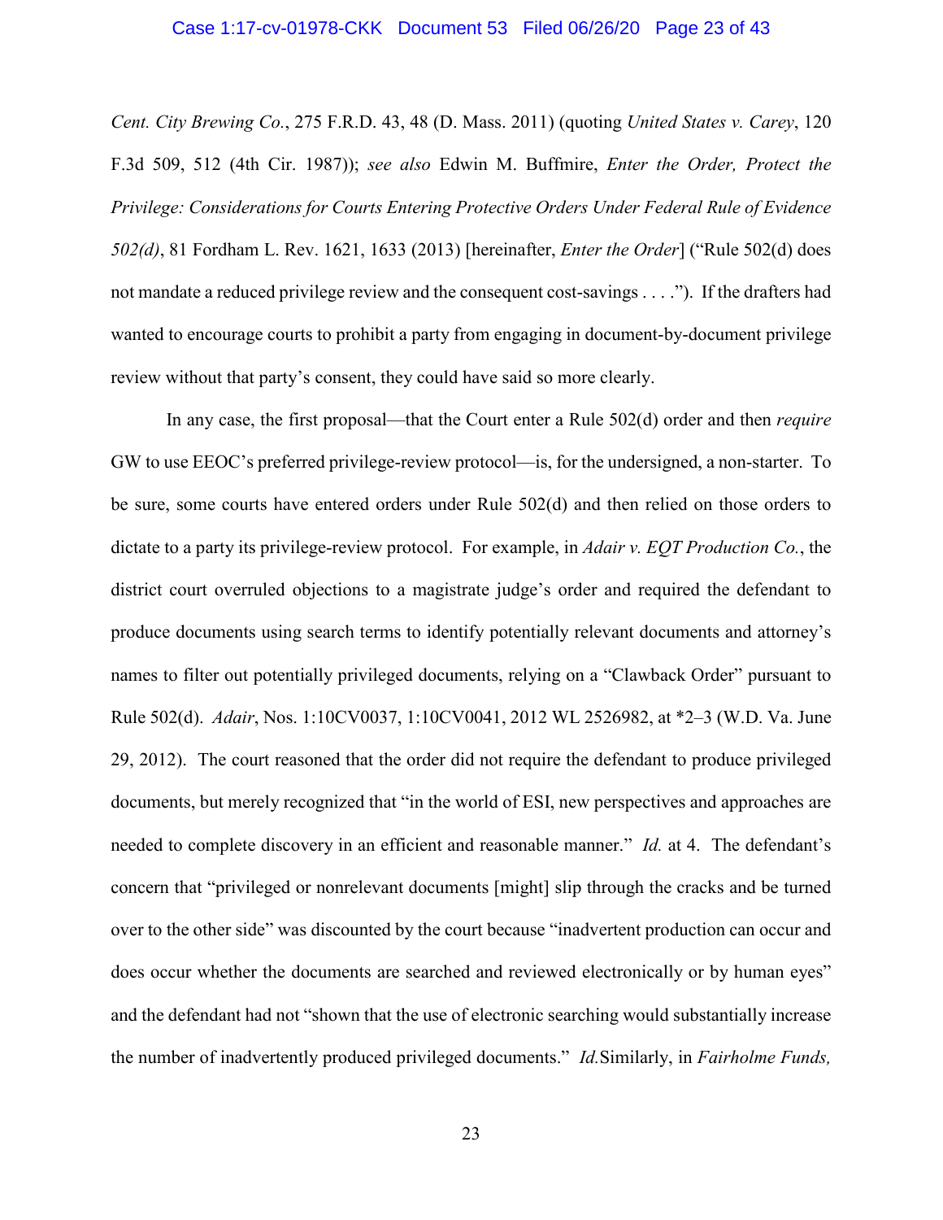*Cent. City Brewing Co.*, 275 F.R.D. 43, 48 (D. Mass. 2011) (quoting *United States v. Carey*, 120 F.3d 509, 512 (4th Cir. 1987)); *see also* Edwin M. Buffmire, *Enter the Order, Protect the Privilege: Considerations for Courts Entering Protective Orders Under Federal Rule of Evidence 502(d)*, 81 Fordham L. Rev. 1621, 1633 (2013) [hereinafter, *Enter the Order*] ("Rule 502(d) does not mandate a reduced privilege review and the consequent cost-savings . . . ."). If the drafters had wanted to encourage courts to prohibit a party from engaging in document-by-document privilege review without that party's consent, they could have said so more clearly.

In any case, the first proposal—that the Court enter a Rule 502(d) order and then *require* GW to use EEOC's preferred privilege-review protocol—is, for the undersigned, a non-starter. To be sure, some courts have entered orders under Rule 502(d) and then relied on those orders to dictate to a party its privilege-review protocol. For example, in *Adair v. EQT Production Co.*, the district court overruled objections to a magistrate judge's order and required the defendant to produce documents using search terms to identify potentially relevant documents and attorney's names to filter out potentially privileged documents, relying on a "Clawback Order" pursuant to Rule 502(d). *Adair*, Nos. 1:10CV0037, 1:10CV0041, 2012 WL 2526982, at *2–3 (W.D. Va. June 29, 2012). The court reasoned that the order did not require the defendant to produce privileged documents, but merely recognized that "in the world of ESI, new perspectives and approaches are needed to complete discovery in an efficient and reasonable manner." *Id.* at 4. The defendant's concern that "privileged or nonrelevant documents [might] slip through the cracks and be turned over to the other side" was discounted by the court because "inadvertent production can occur and does occur whether the documents are searched and reviewed electronically or by human eyes" and the defendant had not "shown that the use of electronic searching would substantially increase the number of inadvertently produced privileged documents." *Id.* Similarly, in *Fairholme Funds,*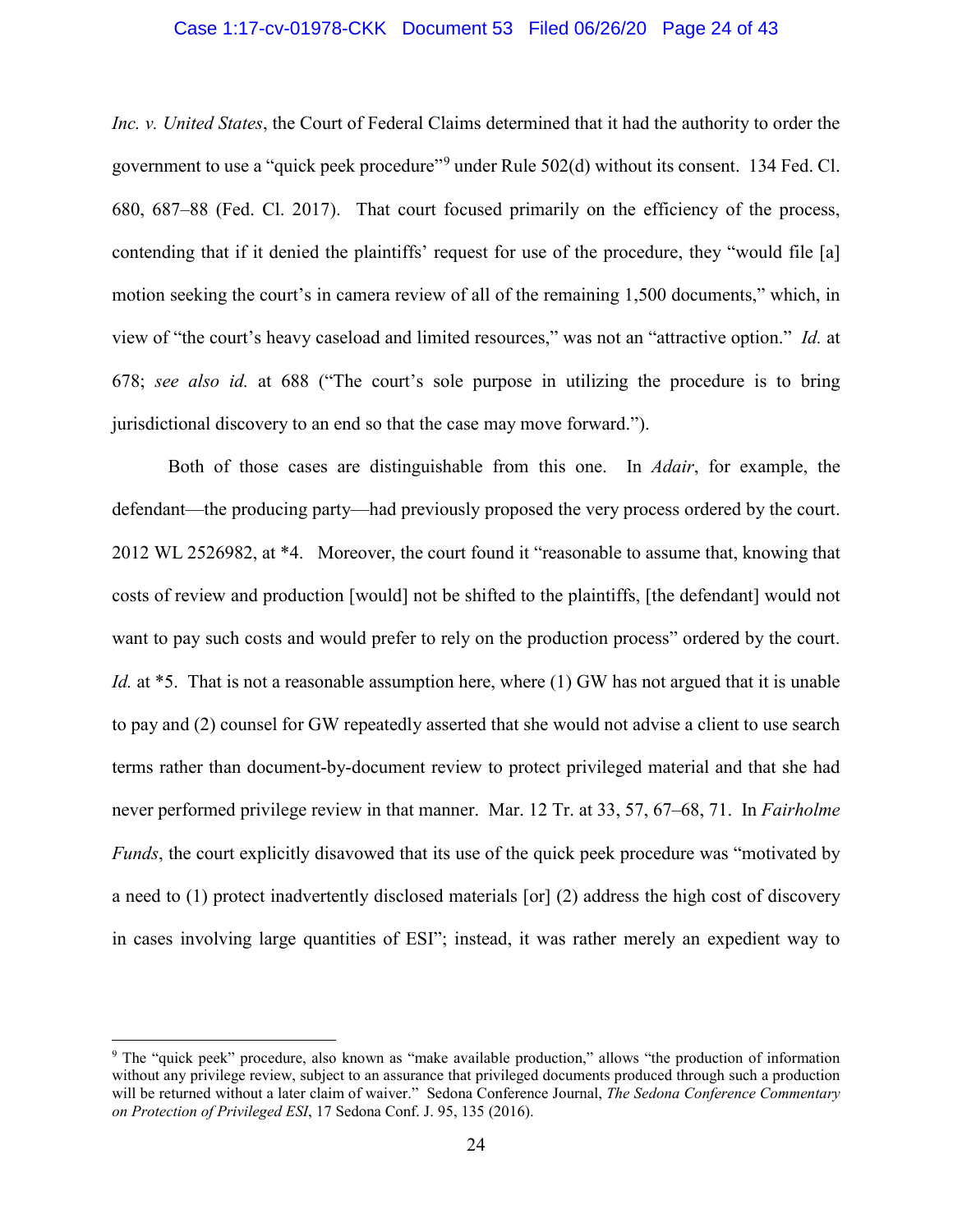*Inc. v. United States*, the Court of Federal Claims determined that it had the authority to order the government to use a "quick peek procedure"[9] under Rule 502(d) without its consent. 134 Fed. Cl. 680, 687–88 (Fed. Cl. 2017). That court focused primarily on the efficiency of the process, contending that if it denied the plaintiffs' request for use of the procedure, they "would file [a] motion seeking the court's in camera review of all of the remaining 1,500 documents," which, in view of "the court's heavy caseload and limited resources," was not an "attractive option." *Id.* at 678; *see also id.* at 688 ("The court's sole purpose in utilizing the procedure is to bring jurisdictional discovery to an end so that the case may move forward.").

Both of those cases are distinguishable from this one. In *Adair*, for example, the defendant—the producing party—had previously proposed the very process ordered by the court. 2012 WL 2526982, at \*4. Moreover, the court found it "reasonable to assume that, knowing that costs of review and production [would] not be shifted to the plaintiffs, [the defendant] would not want to pay such costs and would prefer to rely on the production process" ordered by the court. *Id.* at \*5. That is not a reasonable assumption here, where (1) GW has not argued that it is unable to pay and (2) counsel for GW repeatedly asserted that she would not advise a client to use search terms rather than document-by-document review to protect privileged material and that she had never performed privilege review in that manner. Mar. 12 Tr. at 33, 57, 67–68, 71. In *Fairholme Funds*, the court explicitly disavowed that its use of the quick peek procedure was "motivated by a need to (1) protect inadvertently disclosed materials [or] (2) address the high cost of discovery in cases involving large quantities of ESI"; instead, it was rather merely an expedient way to

---

[9] The "quick peek" procedure, also known as "make available production," allows "the production of information without any privilege review, subject to an assurance that privileged documents produced through such a production will be returned without a later claim of waiver." Sedona Conference Journal, *The Sedona Conference Commentary on Protection of Privileged ESI*, 17 Sedona Conf. J. 95, 135 (2016).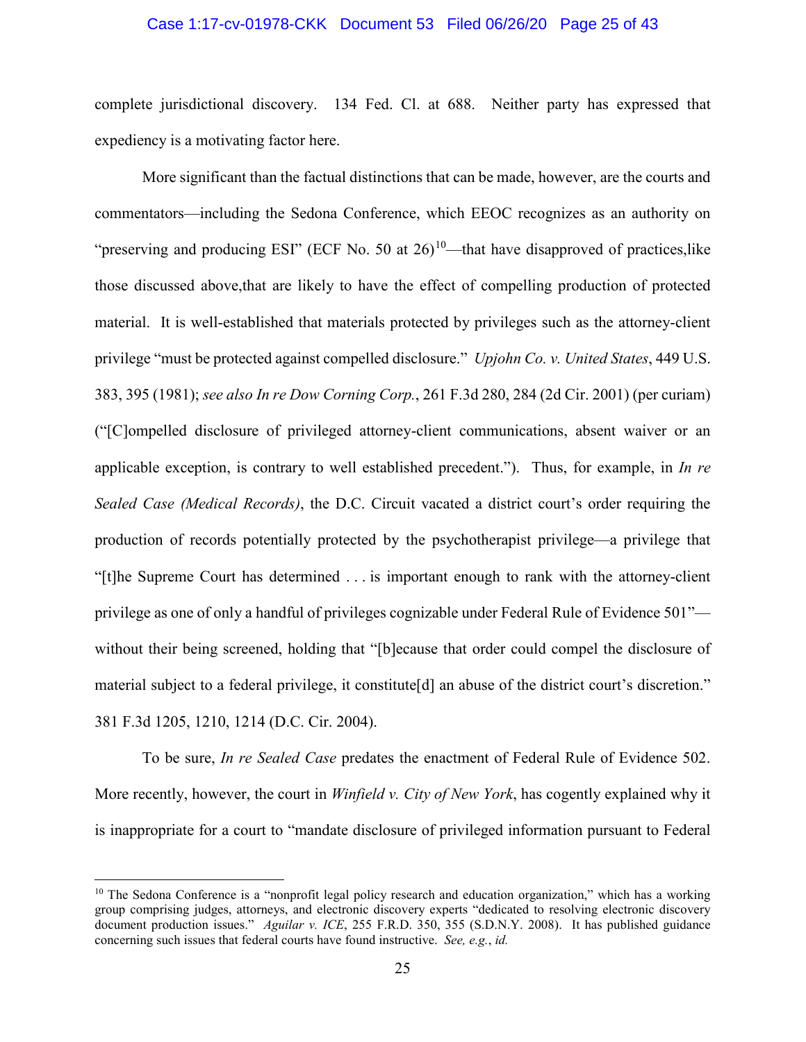complete jurisdictional discovery. 134 Fed. Cl. at 688. Neither party has expressed that expediency is a motivating factor here.

More significant than the factual distinctions that can be made, however, are the courts and commentators—including the Sedona Conference, which EEOC recognizes as an authority on "preserving and producing ESI" (ECF No. 50 at 26)[10]—that have disapproved of practices,like those discussed above,that are likely to have the effect of compelling production of protected material. It is well-established that materials protected by privileges such as the attorney-client privilege "must be protected against compelled disclosure." *Upjohn Co. v. United States*, 449 U.S. 383, 395 (1981); *see also In re Dow Corning Corp.*, 261 F.3d 280, 284 (2d Cir. 2001) (per curiam) ("[C]ompelled disclosure of privileged attorney-client communications, absent waiver or an applicable exception, is contrary to well established precedent."). Thus, for example, in *In re Sealed Case (Medical Records)*, the D.C. Circuit vacated a district court's order requiring the production of records potentially protected by the psychotherapist privilege—a privilege that "[t]he Supreme Court has determined . . . is important enough to rank with the attorney-client privilege as one of only a handful of privileges cognizable under Federal Rule of Evidence 501"—without their being screened, holding that "[b]ecause that order could compel the disclosure of material subject to a federal privilege, it constitute[d] an abuse of the district court's discretion." 381 F.3d 1205, 1210, 1214 (D.C. Cir. 2004).

To be sure, *In re Sealed Case* predates the enactment of Federal Rule of Evidence 502. More recently, however, the court in *Winfield v. City of New York*, has cogently explained why it is inappropriate for a court to "mandate disclosure of privileged information pursuant to Federal

---

[10] The Sedona Conference is a "nonprofit legal policy research and education organization," which has a working group comprising judges, attorneys, and electronic discovery experts "dedicated to resolving electronic discovery document production issues." *Aguilar v. ICE*, 255 F.R.D. 350, 355 (S.D.N.Y. 2008). It has published guidance concerning such issues that federal courts have found instructive. *See, e.g.*, *id.*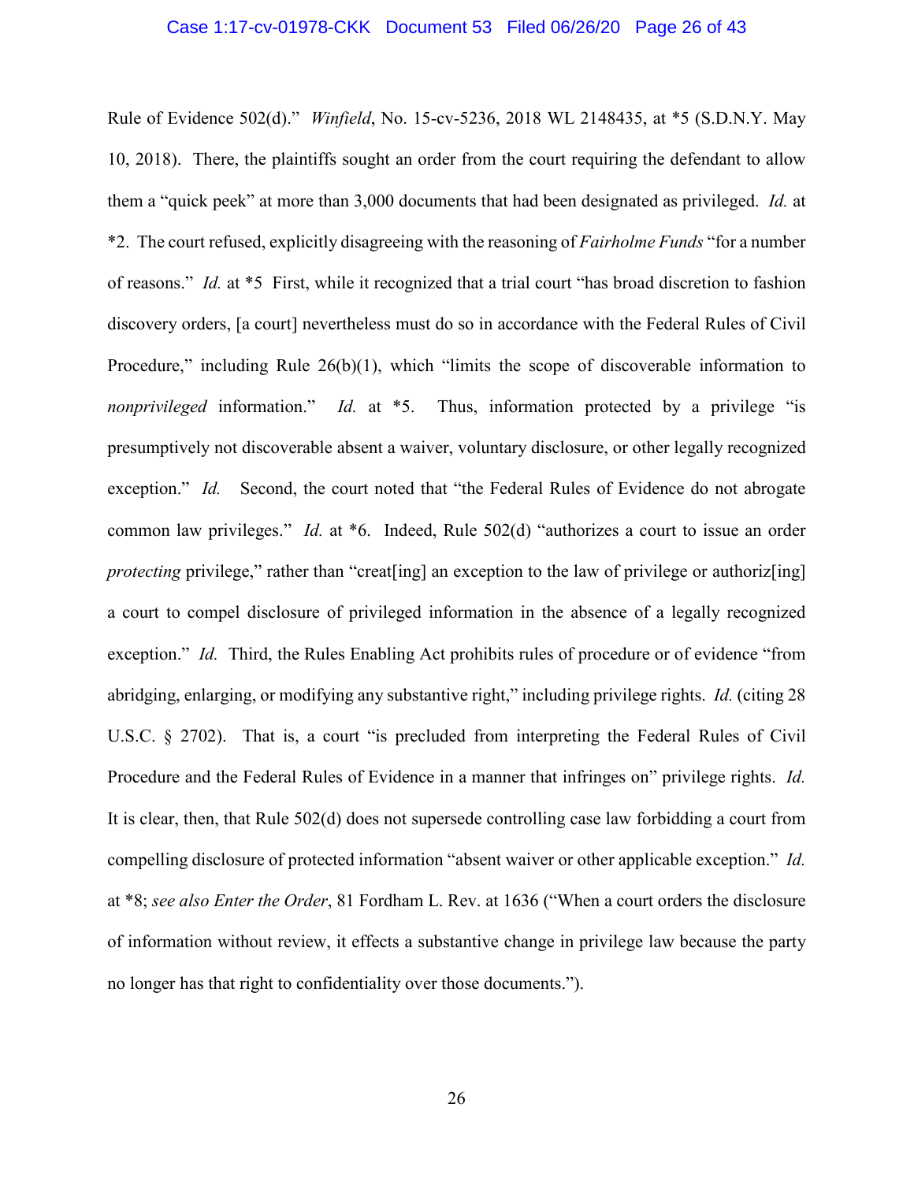Rule of Evidence 502(d)." *Winfield*, No. 15-cv-5236, 2018 WL 2148435, at *5 (S.D.N.Y. May 10, 2018). There, the plaintiffs sought an order from the court requiring the defendant to allow them a "quick peek" at more than 3,000 documents that had been designated as privileged. *Id.* at *2. The court refused, explicitly disagreeing with the reasoning of *Fairholme Funds* "for a number of reasons." *Id.* at *5 First, while it recognized that a trial court "has broad discretion to fashion discovery orders, [a court] nevertheless must do so in accordance with the Federal Rules of Civil Procedure," including Rule 26(b)(1), which "limits the scope of discoverable information to *nonprivileged* information." *Id.* at *5. Thus, information protected by a privilege "is presumptively not discoverable absent a waiver, voluntary disclosure, or other legally recognized exception." *Id.* Second, the court noted that "the Federal Rules of Evidence do not abrogate common law privileges." *Id.* at *6. Indeed, Rule 502(d) "authorizes a court to issue an order *protecting* privilege," rather than "creat[ing] an exception to the law of privilege or authoriz[ing] a court to compel disclosure of privileged information in the absence of a legally recognized exception." *Id.* Third, the Rules Enabling Act prohibits rules of procedure or of evidence "from abridging, enlarging, or modifying any substantive right," including privilege rights. *Id.* (citing 28 U.S.C. § 2702). That is, a court "is precluded from interpreting the Federal Rules of Civil Procedure and the Federal Rules of Evidence in a manner that infringes on" privilege rights. *Id.* It is clear, then, that Rule 502(d) does not supersede controlling case law forbidding a court from compelling disclosure of protected information "absent waiver or other applicable exception." *Id.* at *8; *see also Enter the Order*, 81 Fordham L. Rev. at 1636 ("When a court orders the disclosure of information without review, it effects a substantive change in privilege law because the party no longer has that right to confidentiality over those documents.").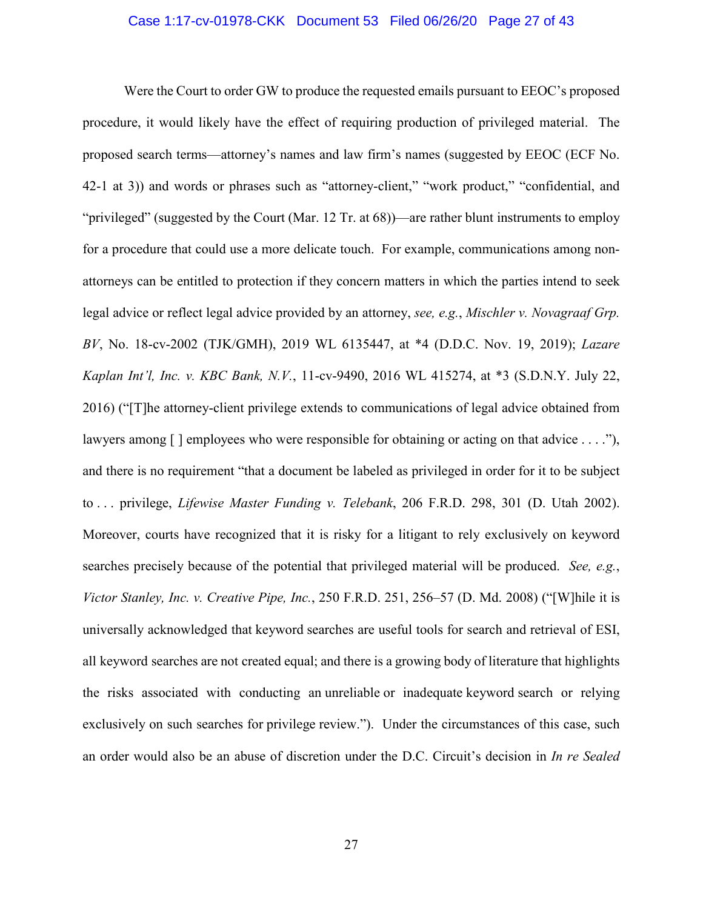Were the Court to order GW to produce the requested emails pursuant to EEOC's proposed procedure, it would likely have the effect of requiring production of privileged material. The proposed search terms—attorney's names and law firm's names (suggested by EEOC (ECF No. 42-1 at 3)) and words or phrases such as "attorney-client," "work product," "confidential, and "privileged" (suggested by the Court (Mar. 12 Tr. at 68))—are rather blunt instruments to employ for a procedure that could use a more delicate touch. For example, communications among non-attorneys can be entitled to protection if they concern matters in which the parties intend to seek legal advice or reflect legal advice provided by an attorney, *see, e.g.*, *Mischler v. Novagraaf Grp. BV*, No. 18-cv-2002 (TJK/GMH), 2019 WL 6135447, at *4 (D.D.C. Nov. 19, 2019); *Lazare Kaplan Int'l, Inc. v. KBC Bank, N.V.*, 11-cv-9490, 2016 WL 415274, at *3 (S.D.N.Y. July 22, 2016) ("[T]he attorney-client privilege extends to communications of legal advice obtained from lawyers among [ ] employees who were responsible for obtaining or acting on that advice . . . ."), and there is no requirement "that a document be labeled as privileged in order for it to be subject to . . . privilege, *Lifewise Master Funding v. Telebank*, 206 F.R.D. 298, 301 (D. Utah 2002). Moreover, courts have recognized that it is risky for a litigant to rely exclusively on keyword searches precisely because of the potential that privileged material will be produced. *See, e.g.*, *Victor Stanley, Inc. v. Creative Pipe, Inc.*, 250 F.R.D. 251, 256–57 (D. Md. 2008) ("[W]hile it is universally acknowledged that keyword searches are useful tools for search and retrieval of ESI, all keyword searches are not created equal; and there is a growing body of literature that highlights the risks associated with conducting an unreliable or inadequate keyword search or relying exclusively on such searches for privilege review."). Under the circumstances of this case, such an order would also be an abuse of discretion under the D.C. Circuit's decision in *In re Sealed*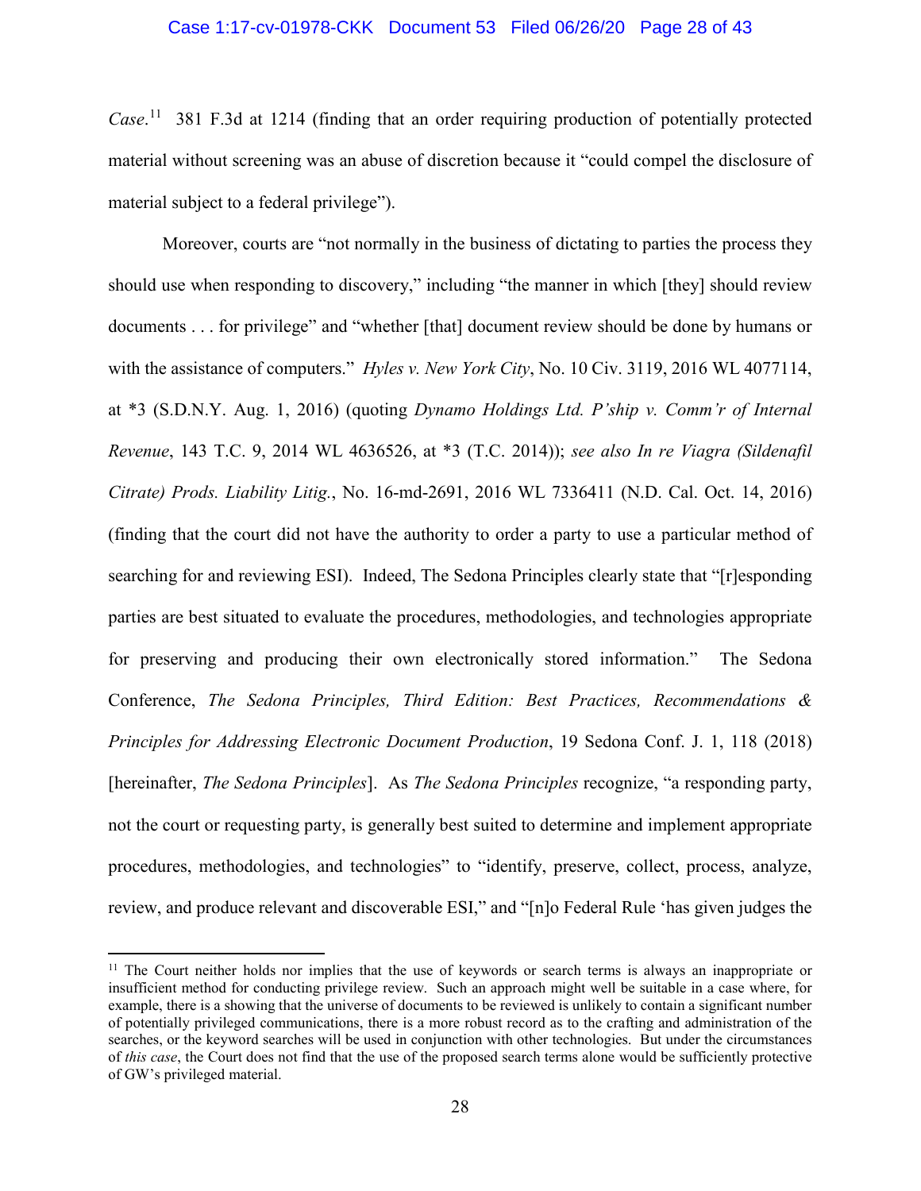*Case*.[11] 381 F.3d at 1214 (finding that an order requiring production of potentially protected material without screening was an abuse of discretion because it "could compel the disclosure of material subject to a federal privilege").

Moreover, courts are "not normally in the business of dictating to parties the process they should use when responding to discovery," including "the manner in which [they] should review documents . . . for privilege" and "whether [that] document review should be done by humans or with the assistance of computers." *Hyles v. New York City*, No. 10 Civ. 3119, 2016 WL 4077114, at *3 (S.D.N.Y. Aug. 1, 2016) (quoting *Dynamo Holdings Ltd. P'ship v. Comm'r of Internal Revenue*, 143 T.C. 9, 2014 WL 4636526, at *3 (T.C. 2014)); *see also In re Viagra (Sildenafil Citrate) Prods. Liability Litig.*, No. 16-md-2691, 2016 WL 7336411 (N.D. Cal. Oct. 14, 2016) (finding that the court did not have the authority to order a party to use a particular method of searching for and reviewing ESI). Indeed, The Sedona Principles clearly state that "[r]esponding parties are best situated to evaluate the procedures, methodologies, and technologies appropriate for preserving and producing their own electronically stored information." The Sedona Conference, *The Sedona Principles, Third Edition: Best Practices, Recommendations & Principles for Addressing Electronic Document Production*, 19 Sedona Conf. J. 1, 118 (2018) [hereinafter, *The Sedona Principles*]. As *The Sedona Principles* recognize, "a responding party, not the court or requesting party, is generally best suited to determine and implement appropriate procedures, methodologies, and technologies" to "identify, preserve, collect, process, analyze, review, and produce relevant and discoverable ESI," and "[n]o Federal Rule 'has given judges the

---

[11] The Court neither holds nor implies that the use of keywords or search terms is always an inappropriate or insufficient method for conducting privilege review. Such an approach might well be suitable in a case where, for example, there is a showing that the universe of documents to be reviewed is unlikely to contain a significant number of potentially privileged communications, there is a more robust record as to the crafting and administration of the searches, or the keyword searches will be used in conjunction with other technologies. But under the circumstances of *this case*, the Court does not find that the use of the proposed search terms alone would be sufficiently protective of GW's privileged material.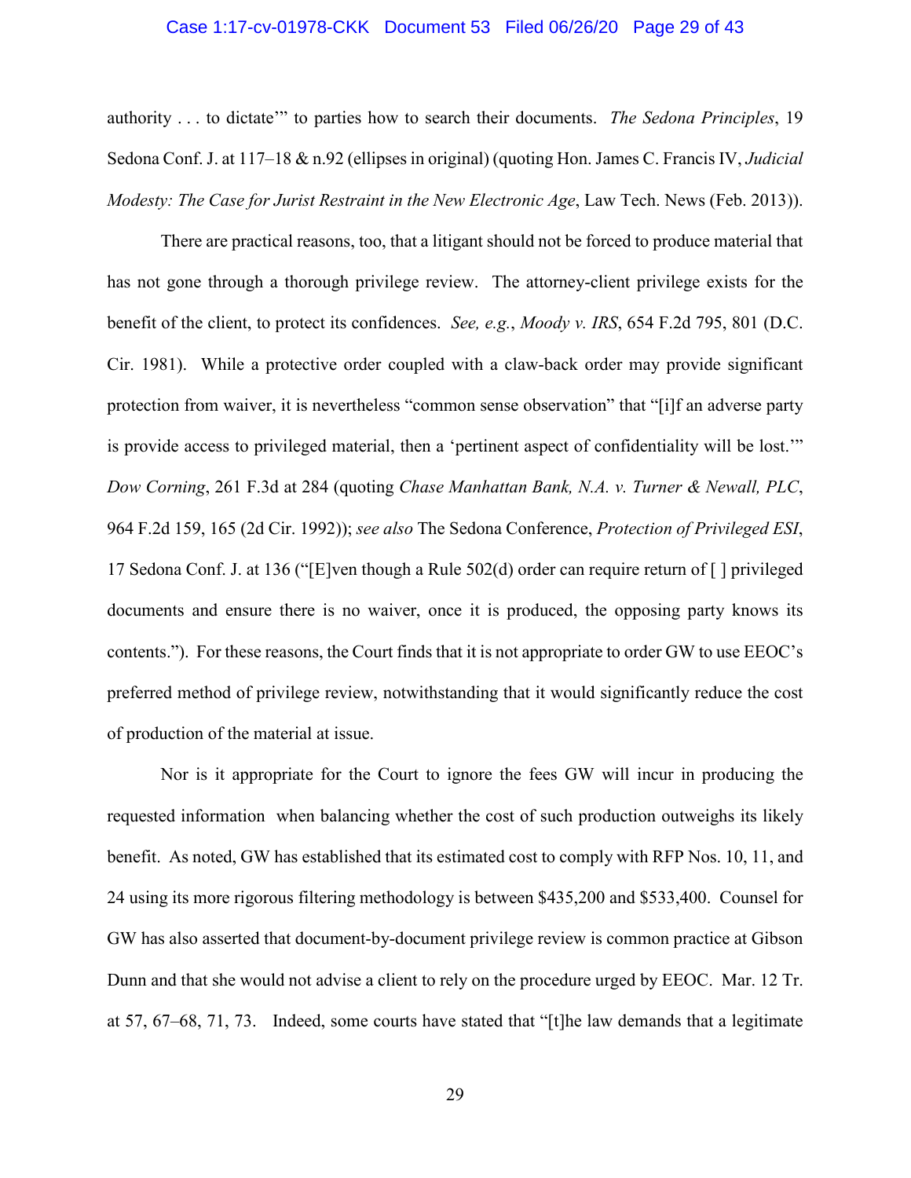authority . . . to dictate'" to parties how to search their documents. *The Sedona Principles*, 19 Sedona Conf. J. at 117–18 & n.92 (ellipses in original) (quoting Hon. James C. Francis IV, *Judicial Modesty: The Case for Jurist Restraint in the New Electronic Age*, Law Tech. News (Feb. 2013)).

There are practical reasons, too, that a litigant should not be forced to produce material that has not gone through a thorough privilege review. The attorney-client privilege exists for the benefit of the client, to protect its confidences. *See, e.g.*, *Moody v. IRS*, 654 F.2d 795, 801 (D.C. Cir. 1981). While a protective order coupled with a claw-back order may provide significant protection from waiver, it is nevertheless "common sense observation" that "[i]f an adverse party is provide access to privileged material, then a 'pertinent aspect of confidentiality will be lost.'" *Dow Corning*, 261 F.3d at 284 (quoting *Chase Manhattan Bank, N.A. v. Turner & Newall, PLC*, 964 F.2d 159, 165 (2d Cir. 1992)); *see also* The Sedona Conference, *Protection of Privileged ESI*, 17 Sedona Conf. J. at 136 ("[E]ven though a Rule 502(d) order can require return of [ ] privileged documents and ensure there is no waiver, once it is produced, the opposing party knows its contents."). For these reasons, the Court finds that it is not appropriate to order GW to use EEOC's preferred method of privilege review, notwithstanding that it would significantly reduce the cost of production of the material at issue.

Nor is it appropriate for the Court to ignore the fees GW will incur in producing the requested information when balancing whether the cost of such production outweighs its likely benefit. As noted, GW has established that its estimated cost to comply with RFP Nos. 10, 11, and 24 using its more rigorous filtering methodology is between $435,200 and $533,400. Counsel for GW has also asserted that document-by-document privilege review is common practice at Gibson Dunn and that she would not advise a client to rely on the procedure urged by EEOC. Mar. 12 Tr. at 57, 67–68, 71, 73. Indeed, some courts have stated that "[t]he law demands that a legitimate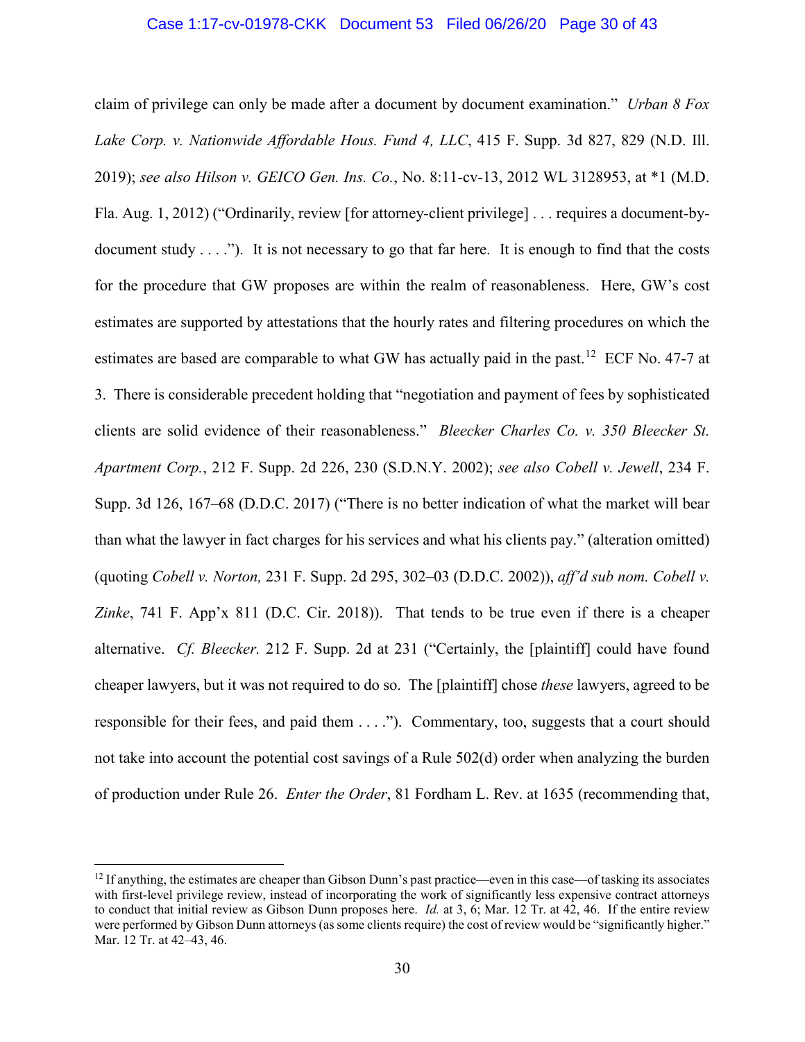claim of privilege can only be made after a document by document examination." *Urban 8 Fox Lake Corp. v. Nationwide Affordable Hous. Fund 4, LLC*, 415 F. Supp. 3d 827, 829 (N.D. Ill. 2019); *see also Hilson v. GEICO Gen. Ins. Co.*, No. 8:11-cv-13, 2012 WL 3128953, at *1 (M.D. Fla. Aug. 1, 2012) ("Ordinarily, review [for attorney-client privilege] . . . requires a document-by-document study . . . ."). It is not necessary to go that far here. It is enough to find that the costs for the procedure that GW proposes are within the realm of reasonableness. Here, GW's cost estimates are supported by attestations that the hourly rates and filtering procedures on which the estimates are based are comparable to what GW has actually paid in the past.[12] ECF No. 47-7 at 3. There is considerable precedent holding that "negotiation and payment of fees by sophisticated clients are solid evidence of their reasonableness." *Bleecker Charles Co. v. 350 Bleecker St. Apartment Corp.*, 212 F. Supp. 2d 226, 230 (S.D.N.Y. 2002); *see also Cobell v. Jewell*, 234 F. Supp. 3d 126, 167–68 (D.D.C. 2017) ("There is no better indication of what the market will bear than what the lawyer in fact charges for his services and what his clients pay." (alteration omitted) (quoting *Cobell v. Norton,* 231 F. Supp. 2d 295, 302–03 (D.D.C. 2002)), *aff'd sub nom. Cobell v. Zinke*, 741 F. App'x 811 (D.C. Cir. 2018)). That tends to be true even if there is a cheaper alternative. *Cf. Bleecker.* 212 F. Supp. 2d at 231 ("Certainly, the [plaintiff] could have found cheaper lawyers, but it was not required to do so. The [plaintiff] chose *these* lawyers, agreed to be responsible for their fees, and paid them . . . ."). Commentary, too, suggests that a court should not take into account the potential cost savings of a Rule 502(d) order when analyzing the burden of production under Rule 26. *Enter the Order*, 81 Fordham L. Rev. at 1635 (recommending that,

---

[12] If anything, the estimates are cheaper than Gibson Dunn's past practice—even in this case—of tasking its associates with first-level privilege review, instead of incorporating the work of significantly less expensive contract attorneys to conduct that initial review as Gibson Dunn proposes here. *Id.* at 3, 6; Mar. 12 Tr. at 42, 46. If the entire review were performed by Gibson Dunn attorneys (as some clients require) the cost of review would be "significantly higher." Mar. 12 Tr. at 42–43, 46.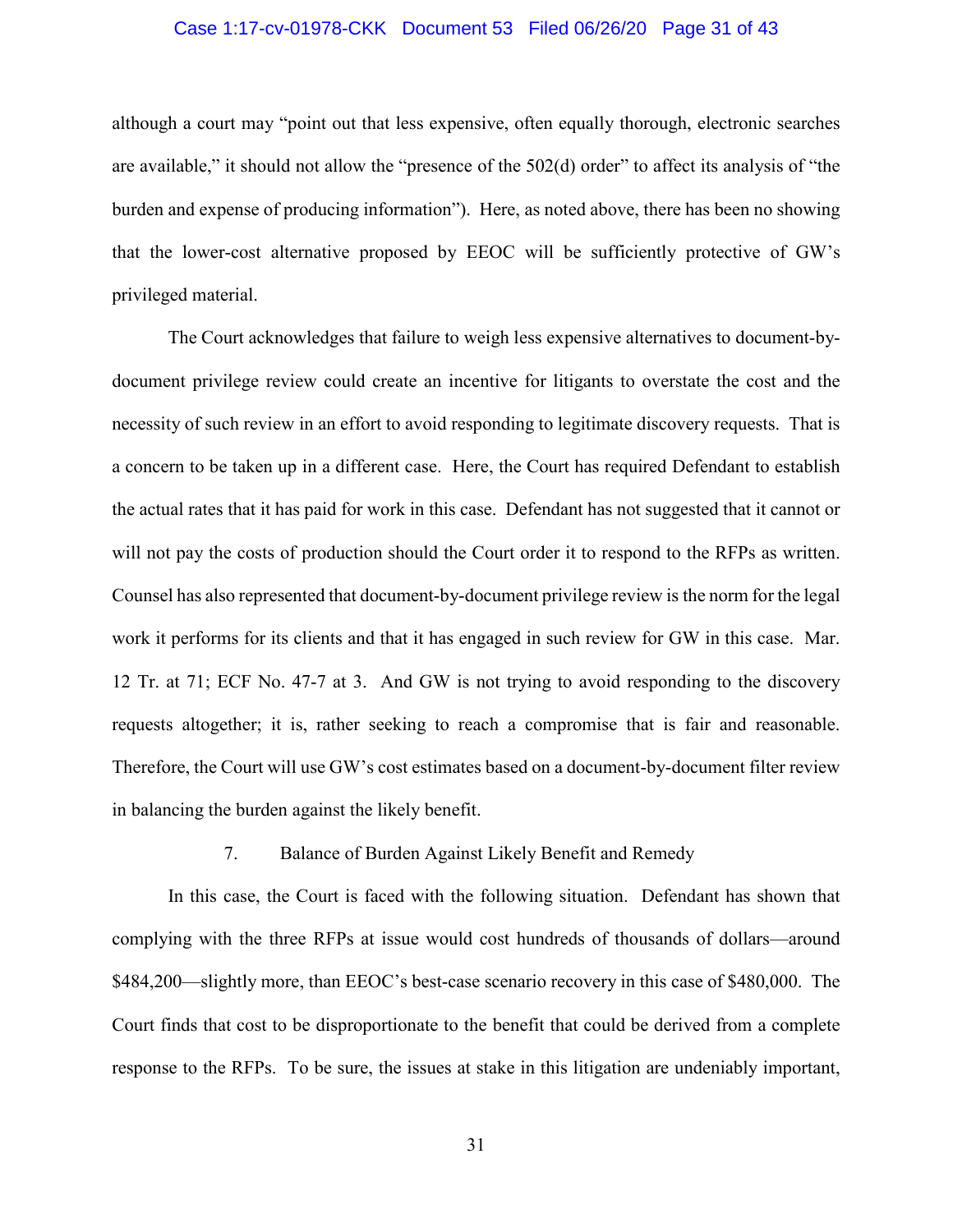although a court may "point out that less expensive, often equally thorough, electronic searches are available," it should not allow the "presence of the 502(d) order" to affect its analysis of "the burden and expense of producing information"). Here, as noted above, there has been no showing that the lower-cost alternative proposed by EEOC will be sufficiently protective of GW's privileged material.

The Court acknowledges that failure to weigh less expensive alternatives to document-by-document privilege review could create an incentive for litigants to overstate the cost and the necessity of such review in an effort to avoid responding to legitimate discovery requests. That is a concern to be taken up in a different case. Here, the Court has required Defendant to establish the actual rates that it has paid for work in this case. Defendant has not suggested that it cannot or will not pay the costs of production should the Court order it to respond to the RFPs as written. Counsel has also represented that document-by-document privilege review is the norm for the legal work it performs for its clients and that it has engaged in such review for GW in this case. Mar. 12 Tr. at 71; ECF No. 47-7 at 3. And GW is not trying to avoid responding to the discovery requests altogether; it is, rather seeking to reach a compromise that is fair and reasonable. Therefore, the Court will use GW's cost estimates based on a document-by-document filter review in balancing the burden against the likely benefit.

7. Balance of Burden Against Likely Benefit and Remedy

In this case, the Court is faced with the following situation. Defendant has shown that complying with the three RFPs at issue would cost hundreds of thousands of dollars—around $484,200—slightly more, than EEOC's best-case scenario recovery in this case of $480,000. The Court finds that cost to be disproportionate to the benefit that could be derived from a complete response to the RFPs. To be sure, the issues at stake in this litigation are undeniably important,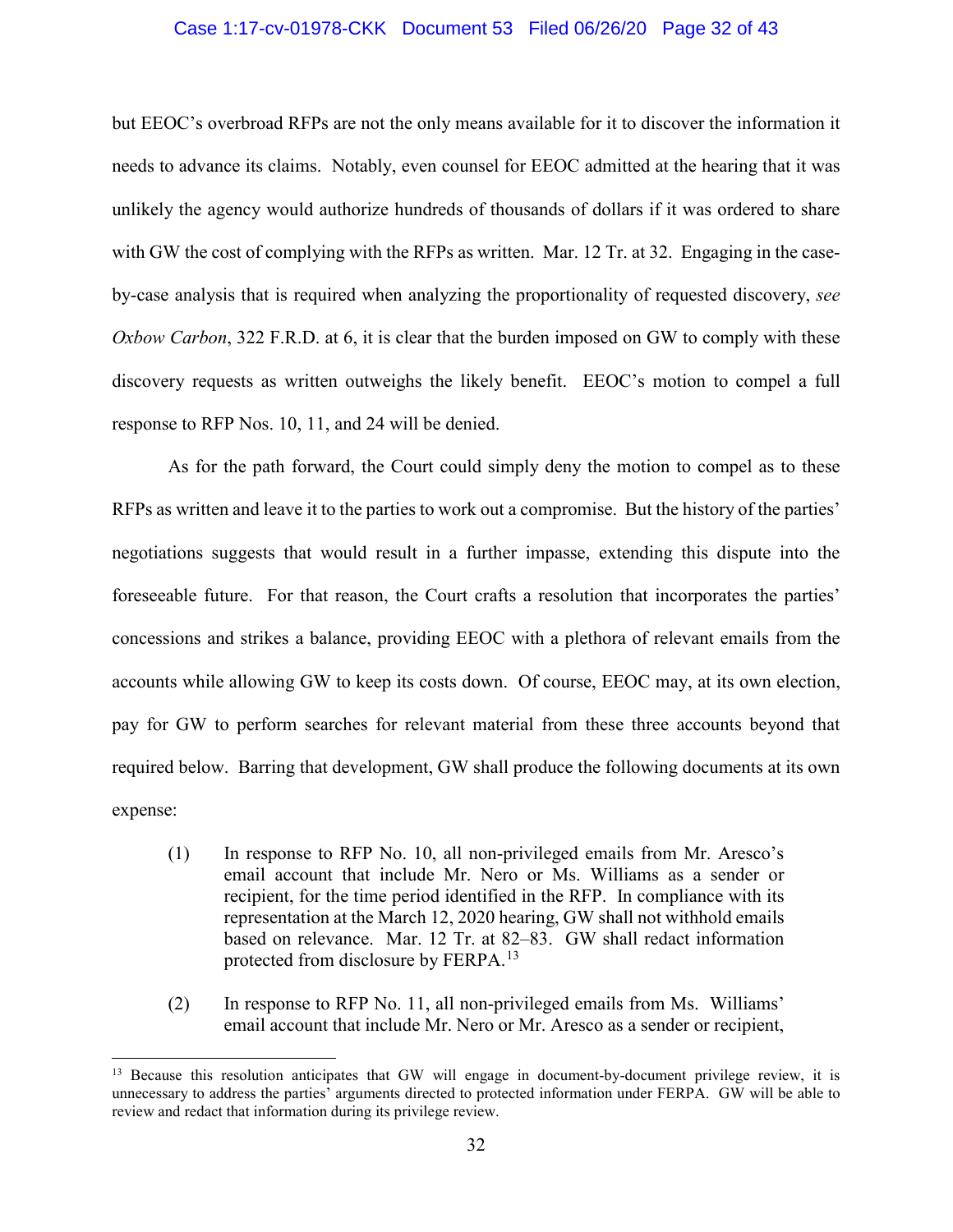but EEOC's overbroad RFPs are not the only means available for it to discover the information it needs to advance its claims. Notably, even counsel for EEOC admitted at the hearing that it was unlikely the agency would authorize hundreds of thousands of dollars if it was ordered to share with GW the cost of complying with the RFPs as written. Mar. 12 Tr. at 32. Engaging in the case-by-case analysis that is required when analyzing the proportionality of requested discovery, *see Oxbow Carbon*, 322 F.R.D. at 6, it is clear that the burden imposed on GW to comply with these discovery requests as written outweighs the likely benefit. EEOC's motion to compel a full response to RFP Nos. 10, 11, and 24 will be denied.

As for the path forward, the Court could simply deny the motion to compel as to these RFPs as written and leave it to the parties to work out a compromise. But the history of the parties' negotiations suggests that would result in a further impasse, extending this dispute into the foreseeable future. For that reason, the Court crafts a resolution that incorporates the parties' concessions and strikes a balance, providing EEOC with a plethora of relevant emails from the accounts while allowing GW to keep its costs down. Of course, EEOC may, at its own election, pay for GW to perform searches for relevant material from these three accounts beyond that required below. Barring that development, GW shall produce the following documents at its own expense:

(1) In response to RFP No. 10, all non-privileged emails from Mr. Aresco's email account that include Mr. Nero or Ms. Williams as a sender or recipient, for the time period identified in the RFP. In compliance with its representation at the March 12, 2020 hearing, GW shall not withhold emails based on relevance. Mar. 12 Tr. at 82–83. GW shall redact information protected from disclosure by FERPA.[13]

(2) In response to RFP No. 11, all non-privileged emails from Ms. Williams' email account that include Mr. Nero or Mr. Aresco as a sender or recipient,

[13] Because this resolution anticipates that GW will engage in document-by-document privilege review, it is unnecessary to address the parties' arguments directed to protected information under FERPA. GW will be able to review and redact that information during its privilege review.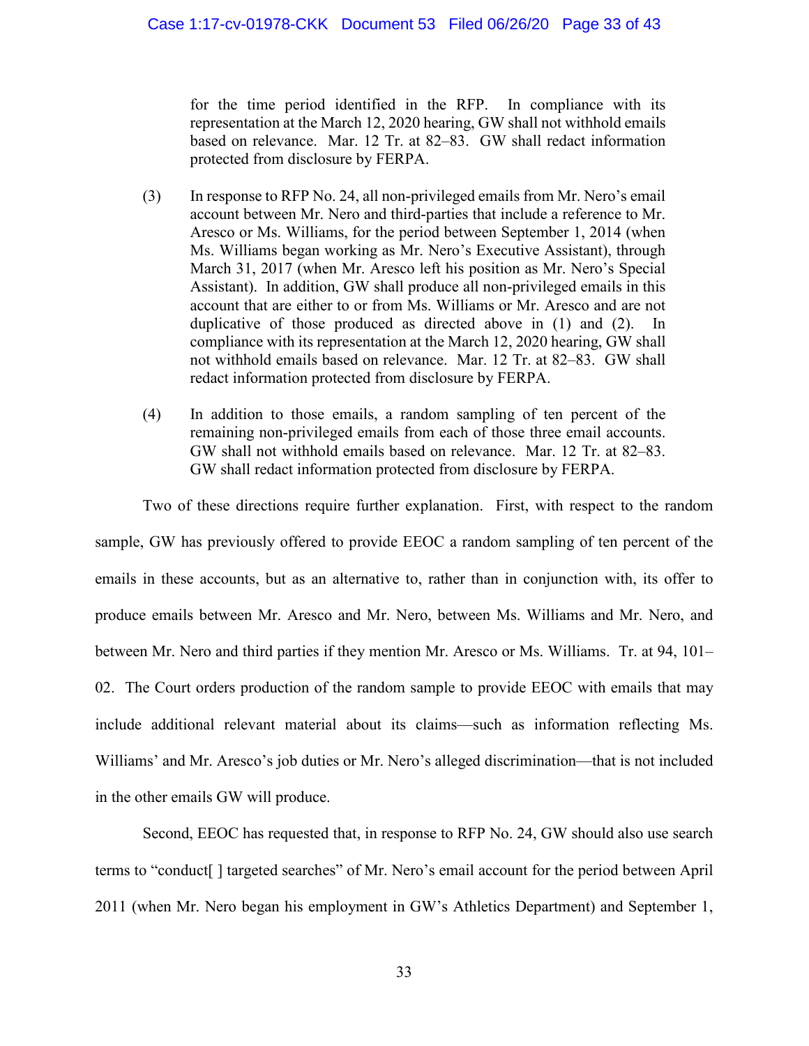for the time period identified in the RFP. In compliance with its representation at the March 12, 2020 hearing, GW shall not withhold emails based on relevance. Mar. 12 Tr. at 82–83. GW shall redact information protected from disclosure by FERPA.

(3) In response to RFP No. 24, all non-privileged emails from Mr. Nero's email account between Mr. Nero and third-parties that include a reference to Mr. Aresco or Ms. Williams, for the period between September 1, 2014 (when Ms. Williams began working as Mr. Nero's Executive Assistant), through March 31, 2017 (when Mr. Aresco left his position as Mr. Nero's Special Assistant). In addition, GW shall produce all non-privileged emails in this account that are either to or from Ms. Williams or Mr. Aresco and are not duplicative of those produced as directed above in (1) and (2). In compliance with its representation at the March 12, 2020 hearing, GW shall not withhold emails based on relevance. Mar. 12 Tr. at 82–83. GW shall redact information protected from disclosure by FERPA.

(4) In addition to those emails, a random sampling of ten percent of the remaining non-privileged emails from each of those three email accounts. GW shall not withhold emails based on relevance. Mar. 12 Tr. at 82–83. GW shall redact information protected from disclosure by FERPA.

Two of these directions require further explanation. First, with respect to the random sample, GW has previously offered to provide EEOC a random sampling of ten percent of the emails in these accounts, but as an alternative to, rather than in conjunction with, its offer to produce emails between Mr. Aresco and Mr. Nero, between Ms. Williams and Mr. Nero, and between Mr. Nero and third parties if they mention Mr. Aresco or Ms. Williams. Tr. at 94, 101–02. The Court orders production of the random sample to provide EEOC with emails that may include additional relevant material about its claims—such as information reflecting Ms. Williams' and Mr. Aresco's job duties or Mr. Nero's alleged discrimination—that is not included in the other emails GW will produce.

Second, EEOC has requested that, in response to RFP No. 24, GW should also use search terms to "conduct[ ] targeted searches" of Mr. Nero's email account for the period between April 2011 (when Mr. Nero began his employment in GW's Athletics Department) and September 1,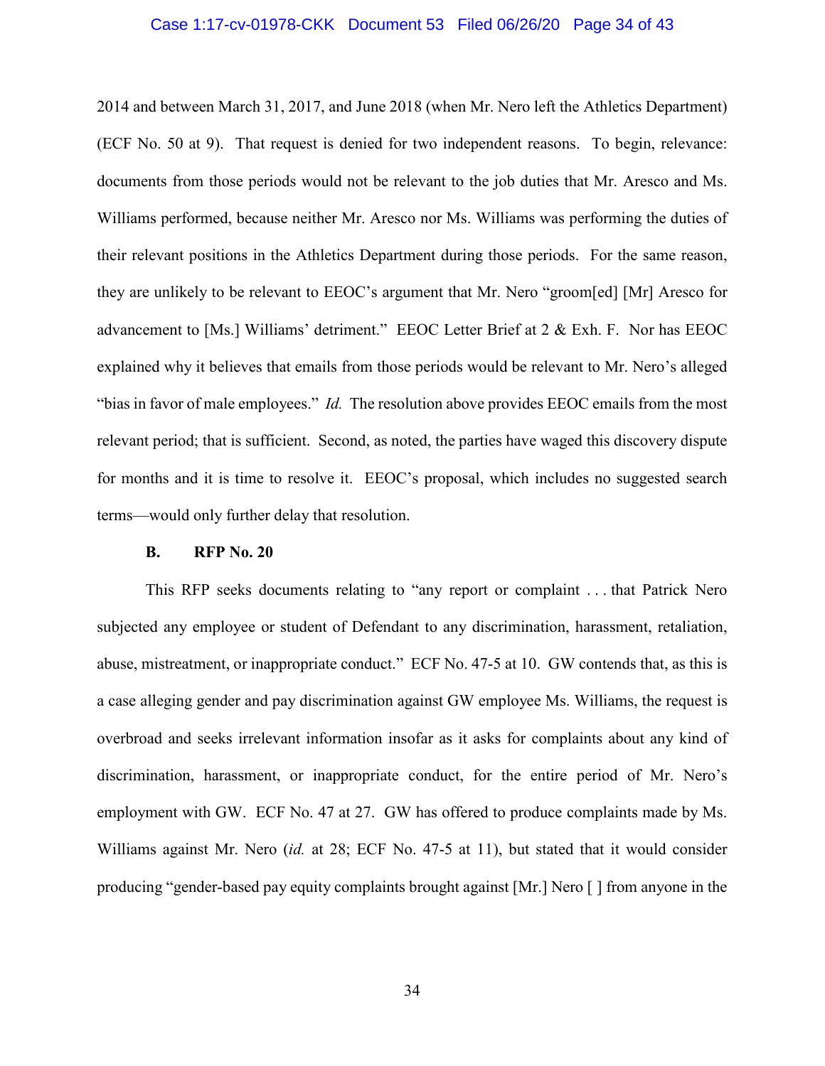2014 and between March 31, 2017, and June 2018 (when Mr. Nero left the Athletics Department) (ECF No. 50 at 9). That request is denied for two independent reasons. To begin, relevance: documents from those periods would not be relevant to the job duties that Mr. Aresco and Ms. Williams performed, because neither Mr. Aresco nor Ms. Williams was performing the duties of their relevant positions in the Athletics Department during those periods. For the same reason, they are unlikely to be relevant to EEOC's argument that Mr. Nero "groom[ed] [Mr] Aresco for advancement to [Ms.] Williams' detriment." EEOC Letter Brief at 2 & Exh. F. Nor has EEOC explained why it believes that emails from those periods would be relevant to Mr. Nero's alleged "bias in favor of male employees." *Id.* The resolution above provides EEOC emails from the most relevant period; that is sufficient. Second, as noted, the parties have waged this discovery dispute for months and it is time to resolve it. EEOC's proposal, which includes no suggested search terms—would only further delay that resolution.

### B. RFP No. 20

This RFP seeks documents relating to "any report or complaint . . . that Patrick Nero subjected any employee or student of Defendant to any discrimination, harassment, retaliation, abuse, mistreatment, or inappropriate conduct." ECF No. 47-5 at 10. GW contends that, as this is a case alleging gender and pay discrimination against GW employee Ms. Williams, the request is overbroad and seeks irrelevant information insofar as it asks for complaints about any kind of discrimination, harassment, or inappropriate conduct, for the entire period of Mr. Nero's employment with GW. ECF No. 47 at 27. GW has offered to produce complaints made by Ms. Williams against Mr. Nero (*id.* at 28; ECF No. 47-5 at 11), but stated that it would consider producing "gender-based pay equity complaints brought against [Mr.] Nero [ ] from anyone in the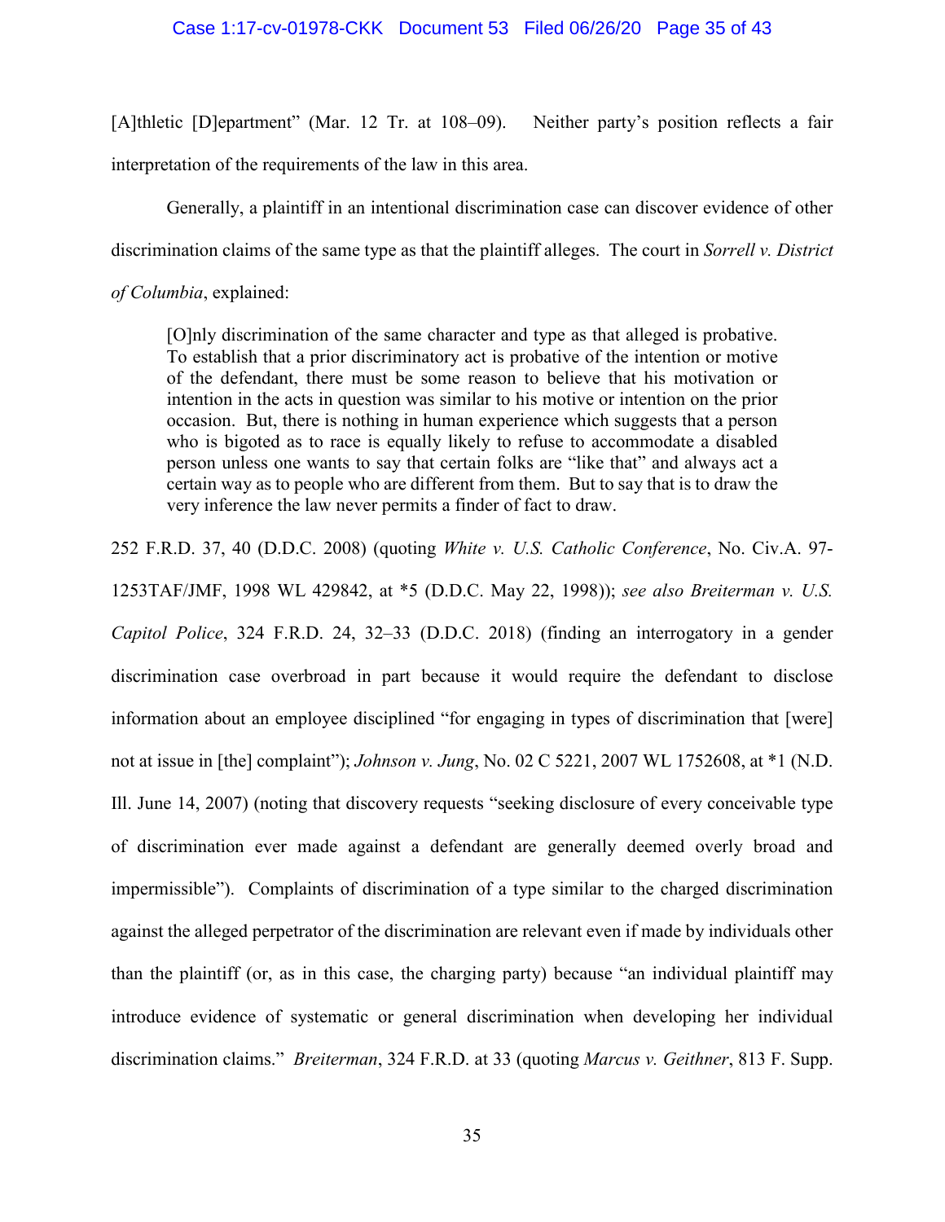[A]thletic [D]epartment" (Mar. 12 Tr. at 108–09). Neither party's position reflects a fair interpretation of the requirements of the law in this area.

Generally, a plaintiff in an intentional discrimination case can discover evidence of other discrimination claims of the same type as that the plaintiff alleges. The court in *Sorrell v. District of Columbia*, explained:

> [O]nly discrimination of the same character and type as that alleged is probative. To establish that a prior discriminatory act is probative of the intention or motive of the defendant, there must be some reason to believe that his motivation or intention in the acts in question was similar to his motive or intention on the prior occasion. But, there is nothing in human experience which suggests that a person who is bigoted as to race is equally likely to refuse to accommodate a disabled person unless one wants to say that certain folks are "like that" and always act a certain way as to people who are different from them. But to say that is to draw the very inference the law never permits a finder of fact to draw.

252 F.R.D. 37, 40 (D.D.C. 2008) (quoting *White v. U.S. Catholic Conference*, No. Civ.A. 97-1253TAF/JMF, 1998 WL 429842, at *5 (D.D.C. May 22, 1998)); *see also Breiterman v. U.S. Capitol Police*, 324 F.R.D. 24, 32–33 (D.D.C. 2018) (finding an interrogatory in a gender discrimination case overbroad in part because it would require the defendant to disclose information about an employee disciplined "for engaging in types of discrimination that [were] not at issue in [the] complaint"); *Johnson v. Jung*, No. 02 C 5221, 2007 WL 1752608, at *1 (N.D. Ill. June 14, 2007) (noting that discovery requests "seeking disclosure of every conceivable type of discrimination ever made against a defendant are generally deemed overly broad and impermissible"). Complaints of discrimination of a type similar to the charged discrimination against the alleged perpetrator of the discrimination are relevant even if made by individuals other than the plaintiff (or, as in this case, the charging party) because "an individual plaintiff may introduce evidence of systematic or general discrimination when developing her individual discrimination claims." *Breiterman*, 324 F.R.D. at 33 (quoting *Marcus v. Geithner*, 813 F. Supp.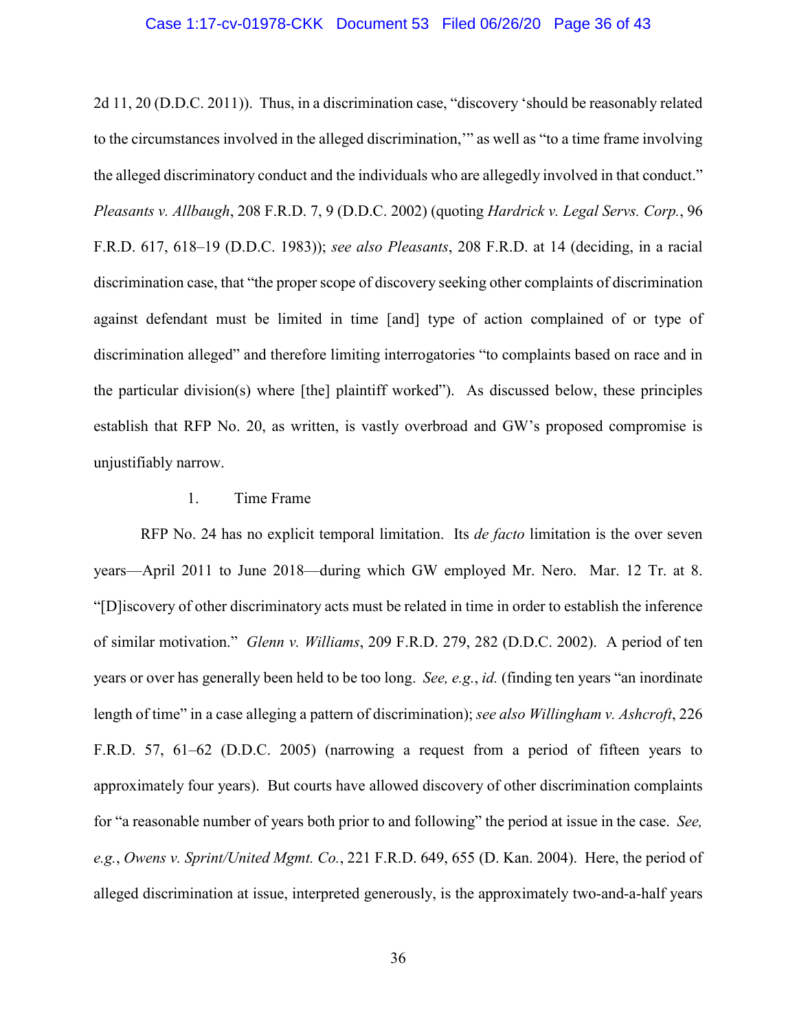2d 11, 20 (D.D.C. 2011)). Thus, in a discrimination case, "discovery 'should be reasonably related to the circumstances involved in the alleged discrimination,'" as well as "to a time frame involving the alleged discriminatory conduct and the individuals who are allegedly involved in that conduct." *Pleasants v. Allbaugh*, 208 F.R.D. 7, 9 (D.D.C. 2002) (quoting *Hardrick v. Legal Servs. Corp.*, 96 F.R.D. 617, 618–19 (D.D.C. 1983)); *see also Pleasants*, 208 F.R.D. at 14 (deciding, in a racial discrimination case, that "the proper scope of discovery seeking other complaints of discrimination against defendant must be limited in time [and] type of action complained of or type of discrimination alleged" and therefore limiting interrogatories "to complaints based on race and in the particular division(s) where [the] plaintiff worked"). As discussed below, these principles establish that RFP No. 20, as written, is vastly overbroad and GW's proposed compromise is unjustifiably narrow.

1. Time Frame

RFP No. 24 has no explicit temporal limitation. Its *de facto* limitation is the over seven years—April 2011 to June 2018—during which GW employed Mr. Nero. Mar. 12 Tr. at 8. "[D]iscovery of other discriminatory acts must be related in time in order to establish the inference of similar motivation." *Glenn v. Williams*, 209 F.R.D. 279, 282 (D.D.C. 2002). A period of ten years or over has generally been held to be too long. *See, e.g.*, *id.* (finding ten years "an inordinate length of time" in a case alleging a pattern of discrimination); *see also Willingham v. Ashcroft*, 226 F.R.D. 57, 61–62 (D.D.C. 2005) (narrowing a request from a period of fifteen years to approximately four years). But courts have allowed discovery of other discrimination complaints for "a reasonable number of years both prior to and following" the period at issue in the case. *See, e.g.*, *Owens v. Sprint/United Mgmt. Co.*, 221 F.R.D. 649, 655 (D. Kan. 2004). Here, the period of alleged discrimination at issue, interpreted generously, is the approximately two-and-a-half years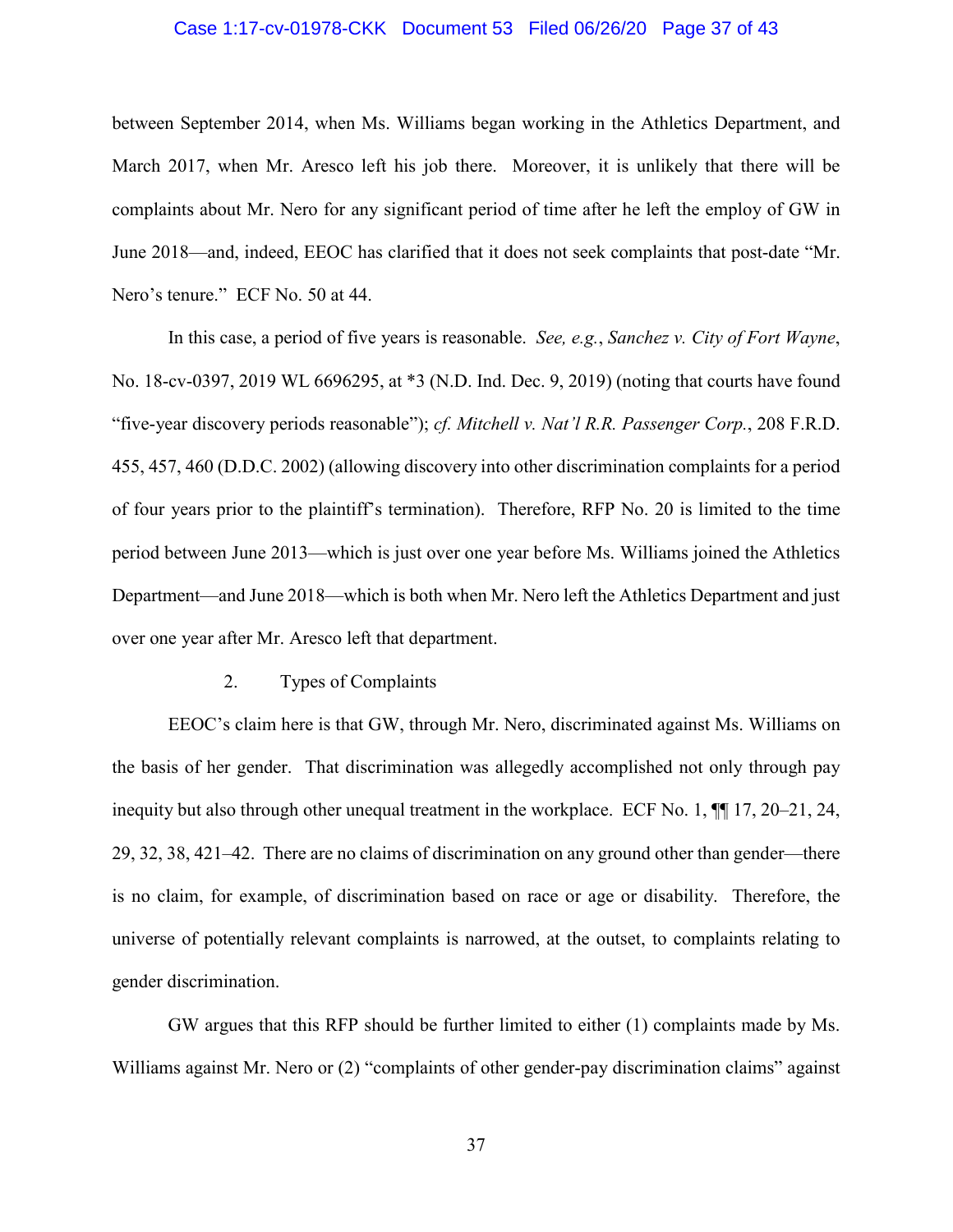between September 2014, when Ms. Williams began working in the Athletics Department, and March 2017, when Mr. Aresco left his job there. Moreover, it is unlikely that there will be complaints about Mr. Nero for any significant period of time after he left the employ of GW in June 2018—and, indeed, EEOC has clarified that it does not seek complaints that post-date "Mr. Nero's tenure." ECF No. 50 at 44.

In this case, a period of five years is reasonable. *See, e.g.*, *Sanchez v. City of Fort Wayne*, No. 18-cv-0397, 2019 WL 6696295, at *3 (N.D. Ind. Dec. 9, 2019) (noting that courts have found "five-year discovery periods reasonable"); *cf. Mitchell v. Nat'l R.R. Passenger Corp.*, 208 F.R.D. 455, 457, 460 (D.D.C. 2002) (allowing discovery into other discrimination complaints for a period of four years prior to the plaintiff's termination). Therefore, RFP No. 20 is limited to the time period between June 2013—which is just over one year before Ms. Williams joined the Athletics Department—and June 2018—which is both when Mr. Nero left the Athletics Department and just over one year after Mr. Aresco left that department.

2. Types of Complaints

EEOC's claim here is that GW, through Mr. Nero, discriminated against Ms. Williams on the basis of her gender. That discrimination was allegedly accomplished not only through pay inequity but also through other unequal treatment in the workplace. ECF No. 1, ¶¶ 17, 20–21, 24, 29, 32, 38, 421–42. There are no claims of discrimination on any ground other than gender—there is no claim, for example, of discrimination based on race or age or disability. Therefore, the universe of potentially relevant complaints is narrowed, at the outset, to complaints relating to gender discrimination.

GW argues that this RFP should be further limited to either (1) complaints made by Ms. Williams against Mr. Nero or (2) "complaints of other gender-pay discrimination claims" against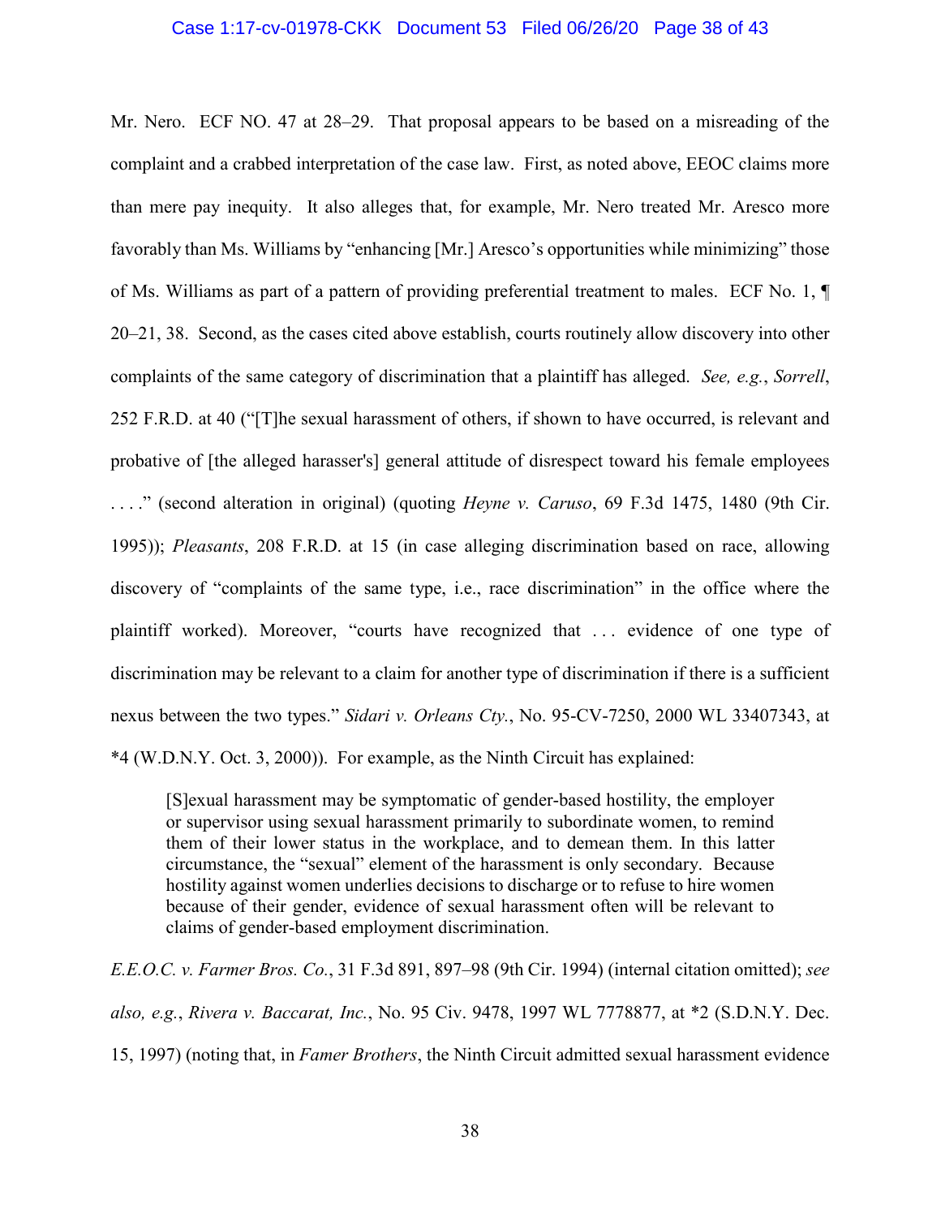Mr. Nero. ECF NO. 47 at 28–29. That proposal appears to be based on a misreading of the complaint and a crabbed interpretation of the case law. First, as noted above, EEOC claims more than mere pay inequity. It also alleges that, for example, Mr. Nero treated Mr. Aresco more favorably than Ms. Williams by "enhancing [Mr.] Aresco's opportunities while minimizing" those of Ms. Williams as part of a pattern of providing preferential treatment to males. ECF No. 1, ¶ 20–21, 38. Second, as the cases cited above establish, courts routinely allow discovery into other complaints of the same category of discrimination that a plaintiff has alleged. *See, e.g.*, *Sorrell*, 252 F.R.D. at 40 ("[T]he sexual harassment of others, if shown to have occurred, is relevant and probative of [the alleged harasser's] general attitude of disrespect toward his female employees . . . ." (second alteration in original) (quoting *Heyne v. Caruso*, 69 F.3d 1475, 1480 (9th Cir. 1995)); *Pleasants*, 208 F.R.D. at 15 (in case alleging discrimination based on race, allowing discovery of "complaints of the same type, i.e., race discrimination" in the office where the plaintiff worked). Moreover, "courts have recognized that . . . evidence of one type of discrimination may be relevant to a claim for another type of discrimination if there is a sufficient nexus between the two types." *Sidari v. Orleans Cty.*, No. 95-CV-7250, 2000 WL 33407343, at *4 (W.D.N.Y. Oct. 3, 2000)). For example, as the Ninth Circuit has explained:

> [S]exual harassment may be symptomatic of gender-based hostility, the employer or supervisor using sexual harassment primarily to subordinate women, to remind them of their lower status in the workplace, and to demean them. In this latter circumstance, the "sexual" element of the harassment is only secondary. Because hostility against women underlies decisions to discharge or to refuse to hire women because of their gender, evidence of sexual harassment often will be relevant to claims of gender-based employment discrimination.

*E.E.O.C. v. Farmer Bros. Co.*, 31 F.3d 891, 897–98 (9th Cir. 1994) (internal citation omitted); *see also, e.g.*, *Rivera v. Baccarat, Inc.*, No. 95 Civ. 9478, 1997 WL 7778877, at *2 (S.D.N.Y. Dec. 15, 1997) (noting that, in *Famer Brothers*, the Ninth Circuit admitted sexual harassment evidence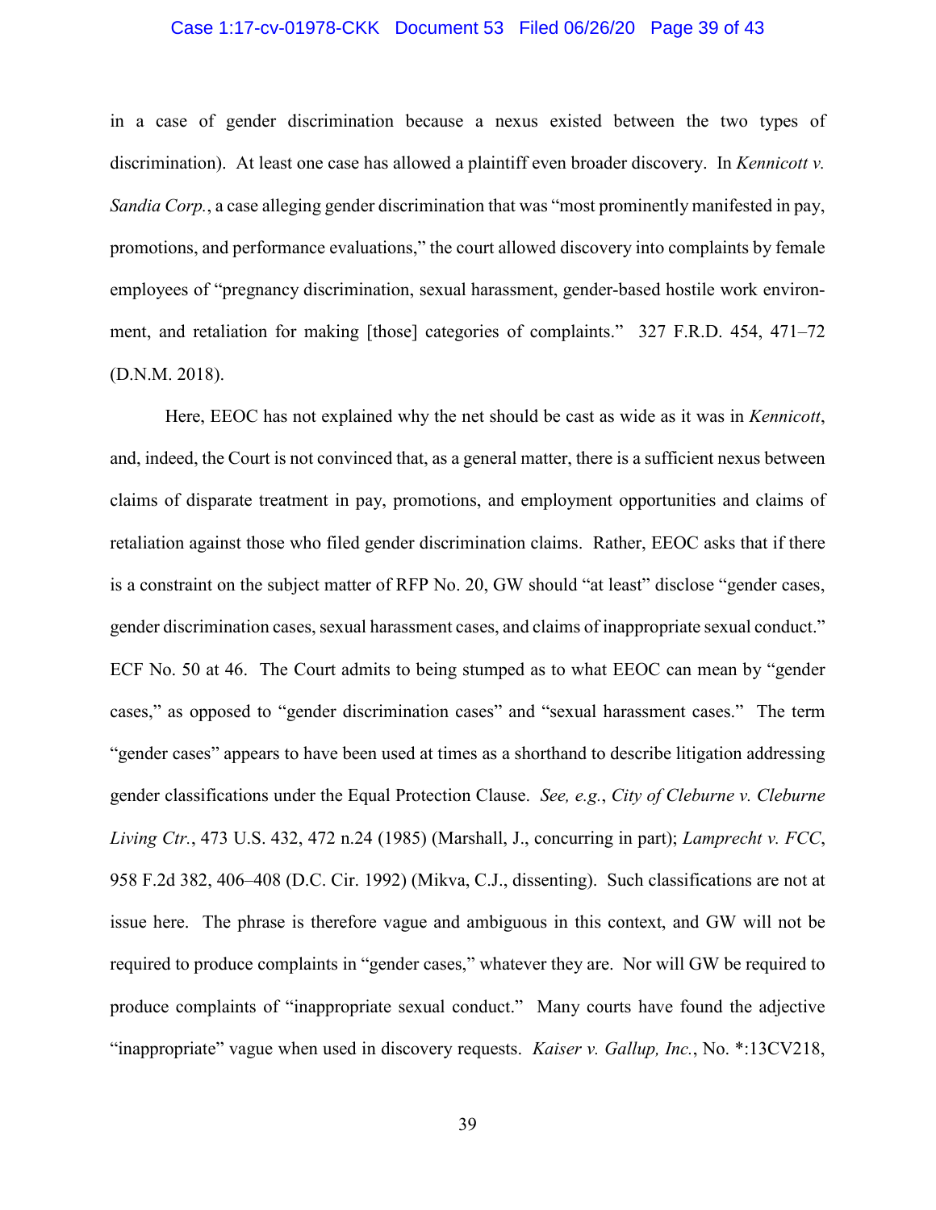in a case of gender discrimination because a nexus existed between the two types of discrimination). At least one case has allowed a plaintiff even broader discovery. In *Kennicott v. Sandia Corp.*, a case alleging gender discrimination that was "most prominently manifested in pay, promotions, and performance evaluations," the court allowed discovery into complaints by female employees of "pregnancy discrimination, sexual harassment, gender-based hostile work environment, and retaliation for making [those] categories of complaints." 327 F.R.D. 454, 471–72 (D.N.M. 2018).

Here, EEOC has not explained why the net should be cast as wide as it was in *Kennicott*, and, indeed, the Court is not convinced that, as a general matter, there is a sufficient nexus between claims of disparate treatment in pay, promotions, and employment opportunities and claims of retaliation against those who filed gender discrimination claims. Rather, EEOC asks that if there is a constraint on the subject matter of RFP No. 20, GW should "at least" disclose "gender cases, gender discrimination cases, sexual harassment cases, and claims of inappropriate sexual conduct." ECF No. 50 at 46. The Court admits to being stumped as to what EEOC can mean by "gender cases," as opposed to "gender discrimination cases" and "sexual harassment cases." The term "gender cases" appears to have been used at times as a shorthand to describe litigation addressing gender classifications under the Equal Protection Clause. *See, e.g.*, *City of Cleburne v. Cleburne Living Ctr.*, 473 U.S. 432, 472 n.24 (1985) (Marshall, J., concurring in part); *Lamprecht v. FCC*, 958 F.2d 382, 406–408 (D.C. Cir. 1992) (Mikva, C.J., dissenting). Such classifications are not at issue here. The phrase is therefore vague and ambiguous in this context, and GW will not be required to produce complaints in "gender cases," whatever they are. Nor will GW be required to produce complaints of "inappropriate sexual conduct." Many courts have found the adjective "inappropriate" vague when used in discovery requests. *Kaiser v. Gallup, Inc.*, No. *:13CV218,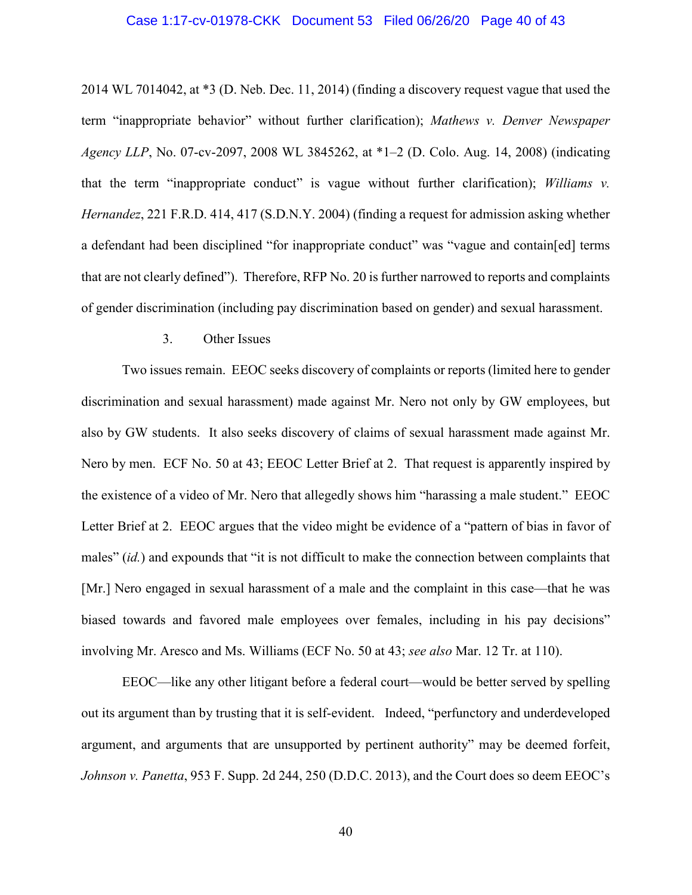2014 WL 7014042, at *3 (D. Neb. Dec. 11, 2014) (finding a discovery request vague that used the term "inappropriate behavior" without further clarification); *Mathews v. Denver Newspaper Agency LLP*, No. 07-cv-2097, 2008 WL 3845262, at *1–2 (D. Colo. Aug. 14, 2008) (indicating that the term "inappropriate conduct" is vague without further clarification); *Williams v. Hernandez*, 221 F.R.D. 414, 417 (S.D.N.Y. 2004) (finding a request for admission asking whether a defendant had been disciplined "for inappropriate conduct" was "vague and contain[ed] terms that are not clearly defined"). Therefore, RFP No. 20 is further narrowed to reports and complaints of gender discrimination (including pay discrimination based on gender) and sexual harassment.

3. Other Issues

Two issues remain. EEOC seeks discovery of complaints or reports (limited here to gender discrimination and sexual harassment) made against Mr. Nero not only by GW employees, but also by GW students. It also seeks discovery of claims of sexual harassment made against Mr. Nero by men. ECF No. 50 at 43; EEOC Letter Brief at 2. That request is apparently inspired by the existence of a video of Mr. Nero that allegedly shows him "harassing a male student." EEOC Letter Brief at 2. EEOC argues that the video might be evidence of a "pattern of bias in favor of males" (*id.*) and expounds that "it is not difficult to make the connection between complaints that [Mr.] Nero engaged in sexual harassment of a male and the complaint in this case—that he was biased towards and favored male employees over females, including in his pay decisions" involving Mr. Aresco and Ms. Williams (ECF No. 50 at 43; *see also* Mar. 12 Tr. at 110).

EEOC—like any other litigant before a federal court—would be better served by spelling out its argument than by trusting that it is self-evident. Indeed, "perfunctory and underdeveloped argument, and arguments that are unsupported by pertinent authority" may be deemed forfeit, *Johnson v. Panetta*, 953 F. Supp. 2d 244, 250 (D.D.C. 2013), and the Court does so deem EEOC's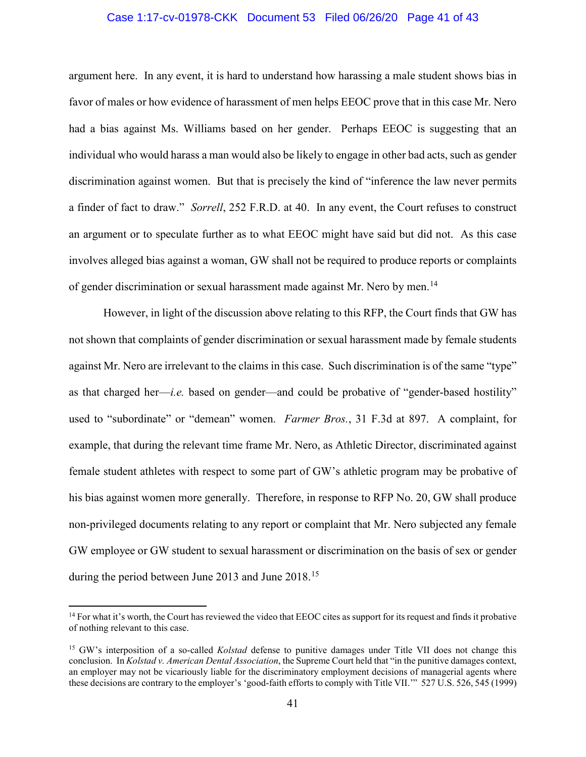argument here. In any event, it is hard to understand how harassing a male student shows bias in favor of males or how evidence of harassment of men helps EEOC prove that in this case Mr. Nero had a bias against Ms. Williams based on her gender. Perhaps EEOC is suggesting that an individual who would harass a man would also be likely to engage in other bad acts, such as gender discrimination against women. But that is precisely the kind of "inference the law never permits a finder of fact to draw." *Sorrell*, 252 F.R.D. at 40. In any event, the Court refuses to construct an argument or to speculate further as to what EEOC might have said but did not. As this case involves alleged bias against a woman, GW shall not be required to produce reports or complaints of gender discrimination or sexual harassment made against Mr. Nero by men.[14]

However, in light of the discussion above relating to this RFP, the Court finds that GW has not shown that complaints of gender discrimination or sexual harassment made by female students against Mr. Nero are irrelevant to the claims in this case. Such discrimination is of the same "type" as that charged her—*i.e.* based on gender—and could be probative of "gender-based hostility" used to "subordinate" or "demean" women. *Farmer Bros.*, 31 F.3d at 897. A complaint, for example, that during the relevant time frame Mr. Nero, as Athletic Director, discriminated against female student athletes with respect to some part of GW's athletic program may be probative of his bias against women more generally. Therefore, in response to RFP No. 20, GW shall produce non-privileged documents relating to any report or complaint that Mr. Nero subjected any female GW employee or GW student to sexual harassment or discrimination on the basis of sex or gender during the period between June 2013 and June 2018.[15]

---

[14] For what it's worth, the Court has reviewed the video that EEOC cites as support for its request and finds it probative of nothing relevant to this case.

[15] GW's interposition of a so-called *Kolstad* defense to punitive damages under Title VII does not change this conclusion. In *Kolstad v. American Dental Association*, the Supreme Court held that "in the punitive damages context, an employer may not be vicariously liable for the discriminatory employment decisions of managerial agents where these decisions are contrary to the employer's 'good-faith efforts to comply with Title VII.'" 527 U.S. 526, 545 (1999)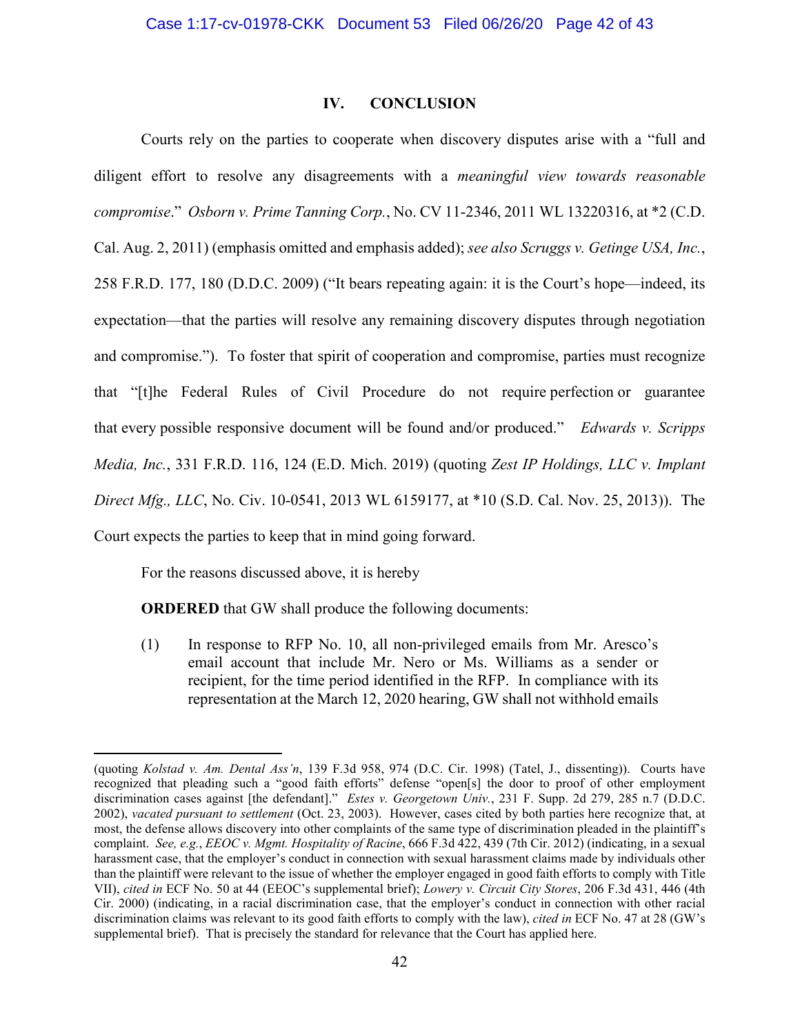## IV. CONCLUSION

Courts rely on the parties to cooperate when discovery disputes arise with a "full and diligent effort to resolve any disagreements with a *meaningful view towards reasonable compromise*." *Osborn v. Prime Tanning Corp.*, No. CV 11-2346, 2011 WL 13220316, at *2 (C.D. Cal. Aug. 2, 2011) (emphasis omitted and emphasis added); *see also Scruggs v. Getinge USA, Inc.*, 258 F.R.D. 177, 180 (D.D.C. 2009) ("It bears repeating again: it is the Court's hope—indeed, its expectation—that the parties will resolve any remaining discovery disputes through negotiation and compromise."). To foster that spirit of cooperation and compromise, parties must recognize that "[t]he Federal Rules of Civil Procedure do not require perfection or guarantee that every possible responsive document will be found and/or produced." *Edwards v. Scripps Media, Inc.*, 331 F.R.D. 116, 124 (E.D. Mich. 2019) (quoting *Zest IP Holdings, LLC v. Implant Direct Mfg., LLC*, No. Civ. 10-0541, 2013 WL 6159177, at *10 (S.D. Cal. Nov. 25, 2013)). The Court expects the parties to keep that in mind going forward.

For the reasons discussed above, it is hereby

**ORDERED** that GW shall produce the following documents:

(1) In response to RFP No. 10, all non-privileged emails from Mr. Aresco's email account that include Mr. Nero or Ms. Williams as a sender or recipient, for the time period identified in the RFP. In compliance with its representation at the March 12, 2020 hearing, GW shall not withhold emails

---

(quoting *Kolstad v. Am. Dental Ass'n*, 139 F.3d 958, 974 (D.C. Cir. 1998) (Tatel, J., dissenting)). Courts have recognized that pleading such a "good faith efforts" defense "open[s] the door to proof of other employment discrimination cases against [the defendant]." *Estes v. Georgetown Univ.*, 231 F. Supp. 2d 279, 285 n.7 (D.D.C. 2002), *vacated pursuant to settlement* (Oct. 23, 2003). However, cases cited by both parties here recognize that, at most, the defense allows discovery into other complaints of the same type of discrimination pleaded in the plaintiff's complaint. *See, e.g.*, *EEOC v. Mgmt. Hospitality of Racine*, 666 F.3d 422, 439 (7th Cir. 2012) (indicating, in a sexual harassment case, that the employer's conduct in connection with sexual harassment claims made by individuals other than the plaintiff were relevant to the issue of whether the employer engaged in good faith efforts to comply with Title VII), *cited in* ECF No. 50 at 44 (EEOC's supplemental brief); *Lowery v. Circuit City Stores*, 206 F.3d 431, 446 (4th Cir. 2000) (indicating, in a racial discrimination case, that the employer's conduct in connection with other racial discrimination claims was relevant to its good faith efforts to comply with the law), *cited in* ECF No. 47 at 28 (GW's supplemental brief). That is precisely the standard for relevance that the Court has applied here.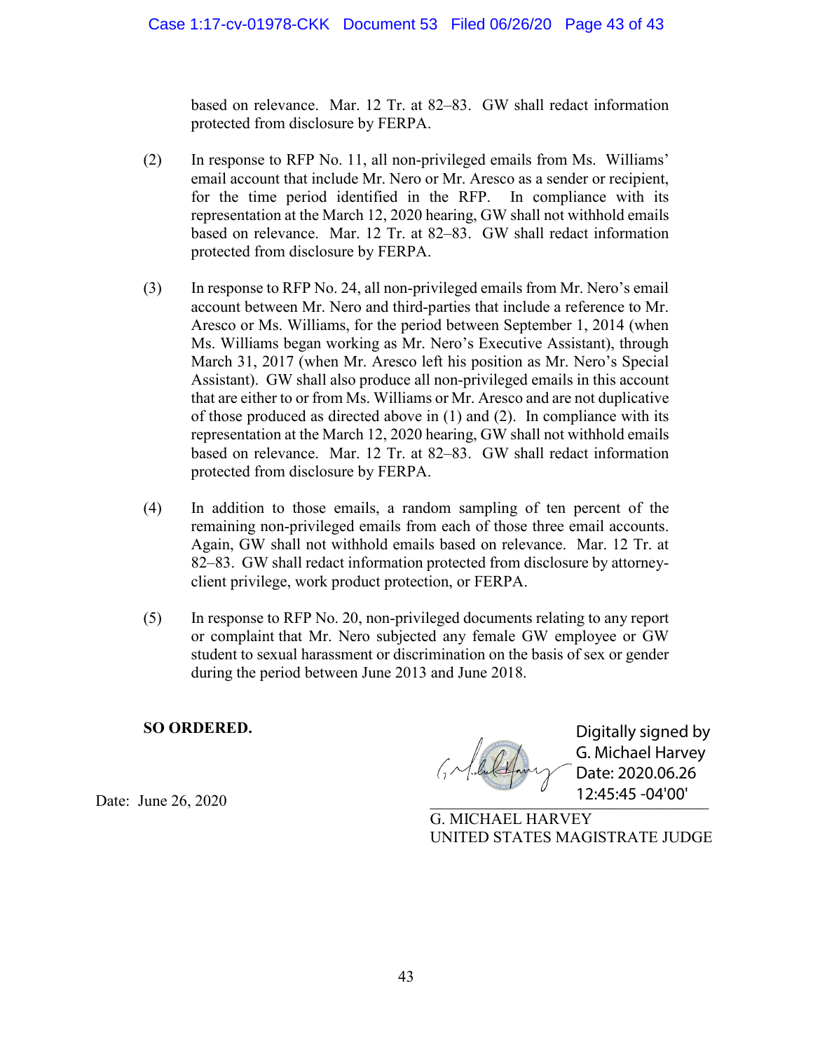based on relevance. Mar. 12 Tr. at 82–83. GW shall redact information protected from disclosure by FERPA.

(2) In response to RFP No. 11, all non-privileged emails from Ms. Williams' email account that include Mr. Nero or Mr. Aresco as a sender or recipient, for the time period identified in the RFP. In compliance with its representation at the March 12, 2020 hearing, GW shall not withhold emails based on relevance. Mar. 12 Tr. at 82–83. GW shall redact information protected from disclosure by FERPA.

(3) In response to RFP No. 24, all non-privileged emails from Mr. Nero's email account between Mr. Nero and third-parties that include a reference to Mr. Aresco or Ms. Williams, for the period between September 1, 2014 (when Ms. Williams began working as Mr. Nero's Executive Assistant), through March 31, 2017 (when Mr. Aresco left his position as Mr. Nero's Special Assistant). GW shall also produce all non-privileged emails in this account that are either to or from Ms. Williams or Mr. Aresco and are not duplicative of those produced as directed above in (1) and (2). In compliance with its representation at the March 12, 2020 hearing, GW shall not withhold emails based on relevance. Mar. 12 Tr. at 82–83. GW shall redact information protected from disclosure by FERPA.

(4) In addition to those emails, a random sampling of ten percent of the remaining non-privileged emails from each of those three email accounts. Again, GW shall not withhold emails based on relevance. Mar. 12 Tr. at 82–83. GW shall redact information protected from disclosure by attorney-client privilege, work product protection, or FERPA.

(5) In response to RFP No. 20, non-privileged documents relating to any report or complaint that Mr. Nero subjected any female GW employee or GW student to sexual harassment or discrimination on the basis of sex or gender during the period between June 2013 and June 2018.

**SO ORDERED.**

Digitally signed by G. Michael Harvey
Date: 2020.06.26 12:45:45 -04'00'

G. MICHAEL HARVEY
UNITED STATES MAGISTRATE JUDGE

Date: June 26, 2020